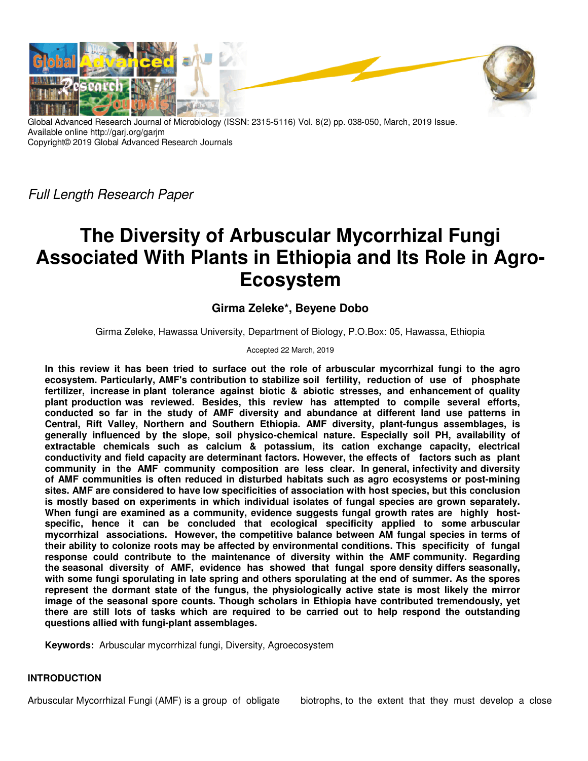Global Advanced Research Journal of Microbiology (ISSN: 2315-5116) Vol. 8(2) pp. 038-050, March, 2019 Issue.
Available online http://garj.org/garjm
Copyright© 2019 Global Advanced Research Journals

*Full Length Research Paper*

# The Diversity of Arbuscular Mycorrhizal Fungi Associated With Plants in Ethiopia and Its Role in Agro-Ecosystem

**Girma Zeleke\*, Beyene Dobo**

Girma Zeleke, Hawassa University, Department of Biology, P.O.Box: 05, Hawassa, Ethiopia

Accepted 22 March, 2019

**In this review it has been tried to surface out the role of arbuscular mycorrhizal fungi to the agro ecosystem. Particularly, AMF's contribution to stabilize soil fertility, reduction of use of phosphate fertilizer, increase in plant tolerance against biotic & abiotic stresses, and enhancement of quality plant production was reviewed. Besides, this review has attempted to compile several efforts, conducted so far in the study of AMF diversity and abundance at different land use patterns in Central, Rift Valley, Northern and Southern Ethiopia. AMF diversity, plant-fungus assemblages, is generally influenced by the slope, soil physico-chemical nature. Especially soil PH, availability of extractable chemicals such as calcium & potassium, its cation exchange capacity, electrical conductivity and field capacity are determinant factors. However, the effects of factors such as plant community in the AMF community composition are less clear. In general, infectivity and diversity of AMF communities is often reduced in disturbed habitats such as agro ecosystems or post-mining sites. AMF are considered to have low specificities of association with host species, but this conclusion is mostly based on experiments in which individual isolates of fungal species are grown separately. When fungi are examined as a community, evidence suggests fungal growth rates are highly host-specific, hence it can be concluded that ecological specificity applied to some arbuscular mycorrhizal associations. However, the competitive balance between AM fungal species in terms of their ability to colonize roots may be affected by environmental conditions. This specificity of fungal response could contribute to the maintenance of diversity within the AMF community. Regarding the seasonal diversity of AMF, evidence has showed that fungal spore density differs seasonally, with some fungi sporulating in late spring and others sporulating at the end of summer. As the spores represent the dormant state of the fungus, the physiologically active state is most likely the mirror image of the seasonal spore counts. Though scholars in Ethiopia have contributed tremendously, yet there are still lots of tasks which are required to be carried out to help respond the outstanding questions allied with fungi-plant assemblages.**

**Keywords:** Arbuscular mycorrhizal fungi, Diversity, Agroecosystem

## INTRODUCTION

Arbuscular Mycorrhizal Fungi (AMF) is a group of obligate biotrophs, to the extent that they must develop a close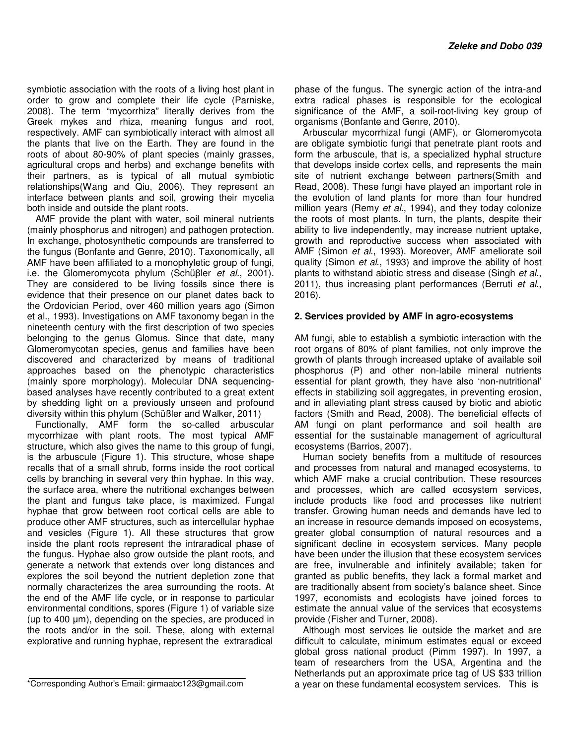symbiotic association with the roots of a living host plant in order to grow and complete their life cycle (Parniske, 2008). The term "mycorrhiza" literally derives from the Greek mykes and rhiza, meaning fungus and root, respectively. AMF can symbiotically interact with almost all the plants that live on the Earth. They are found in the roots of about 80-90% of plant species (mainly grasses, agricultural crops and herbs) and exchange benefits with their partners, as is typical of all mutual symbiotic relationships(Wang and Qiu, 2006). They represent an interface between plants and soil, growing their mycelia both inside and outside the plant roots.

AMF provide the plant with water, soil mineral nutrients (mainly phosphorus and nitrogen) and pathogen protection. In exchange, photosynthetic compounds are transferred to the fungus (Bonfante and Genre, 2010). Taxonomically, all AMF have been affiliated to a monophyletic group of fungi, i.e. the Glomeromycota phylum (Schüβler *et al*., 2001). They are considered to be living fossils since there is evidence that their presence on our planet dates back to the Ordovician Period, over 460 million years ago (Simon et al., 1993). Investigations on AMF taxonomy began in the nineteenth century with the first description of two species belonging to the genus Glomus. Since that date, many Glomeromycotan species, genus and families have been discovered and characterized by means of traditional approaches based on the phenotypic characteristics (mainly spore morphology). Molecular DNA sequencing-based analyses have recently contributed to a great extent by shedding light on a previously unseen and profound diversity within this phylum (Schüßler and Walker, 2011)

Functionally, AMF form the so-called arbuscular mycorrhizae with plant roots. The most typical AMF structure, which also gives the name to this group of fungi, is the arbuscule (Figure 1). This structure, whose shape recalls that of a small shrub, forms inside the root cortical cells by branching in several very thin hyphae. In this way, the surface area, where the nutritional exchanges between the plant and fungus take place, is maximized. Fungal hyphae that grow between root cortical cells are able to produce other AMF structures, such as intercellular hyphae and vesicles (Figure 1). All these structures that grow inside the plant roots represent the intraradical phase of the fungus. Hyphae also grow outside the plant roots, and generate a network that extends over long distances and explores the soil beyond the nutrient depletion zone that normally characterizes the area surrounding the roots. At the end of the AMF life cycle, or in response to particular environmental conditions, spores (Figure 1) of variable size (up to 400 μm), depending on the species, are produced in the roots and/or in the soil. These, along with external explorative and running hyphae, represent the extraradical phase of the fungus. The synergic action of the intra-and extra radical phases is responsible for the ecological significance of the AMF, a soil-root-living key group of organisms (Bonfante and Genre, 2010).

Arbuscular mycorrhizal fungi (AMF), or Glomeromycota are obligate symbiotic fungi that penetrate plant roots and form the arbuscule, that is, a specialized hyphal structure that develops inside cortex cells, and represents the main site of nutrient exchange between partners(Smith and Read, 2008). These fungi have played an important role in the evolution of land plants for more than four hundred million years (Remy *et al*., 1994), and they today colonize the roots of most plants. In turn, the plants, despite their ability to live independently, may increase nutrient uptake, growth and reproductive success when associated with AMF (Simon *et al*., 1993). Moreover, AMF ameliorate soil quality (Simon *et al*., 1993) and improve the ability of host plants to withstand abiotic stress and disease (Singh *et al*., 2011), thus increasing plant performances (Berruti *et al*., 2016).

## 2. Services provided by AMF in agro-ecosystems

AM fungi, able to establish a symbiotic interaction with the root organs of 80% of plant families, not only improve the growth of plants through increased uptake of available soil phosphorus (P) and other non-labile mineral nutrients essential for plant growth, they have also 'non-nutritional' effects in stabilizing soil aggregates, in preventing erosion, and in alleviating plant stress caused by biotic and abiotic factors (Smith and Read, 2008). The beneficial effects of AM fungi on plant performance and soil health are essential for the sustainable management of agricultural ecosystems (Barrios, 2007).

Human society benefits from a multitude of resources and processes from natural and managed ecosystems, to which AMF make a crucial contribution. These resources and processes, which are called ecosystem services, include products like food and processes like nutrient transfer. Growing human needs and demands have led to an increase in resource demands imposed on ecosystems, greater global consumption of natural resources and a significant decline in ecosystem services. Many people have been under the illusion that these ecosystem services are free, invulnerable and infinitely available; taken for granted as public benefits, they lack a formal market and are traditionally absent from society's balance sheet. Since 1997, economists and ecologists have joined forces to estimate the annual value of the services that ecosystems provide (Fisher and Turner, 2008).

Although most services lie outside the market and are difficult to calculate, minimum estimates equal or exceed global gross national product (Pimm 1997). In 1997, a team of researchers from the USA, Argentina and the Netherlands put an approximate price tag of US $33 trillion a year on these fundamental ecosystem services. This is

*Corresponding Author's Email: girmaabc123@gmail.com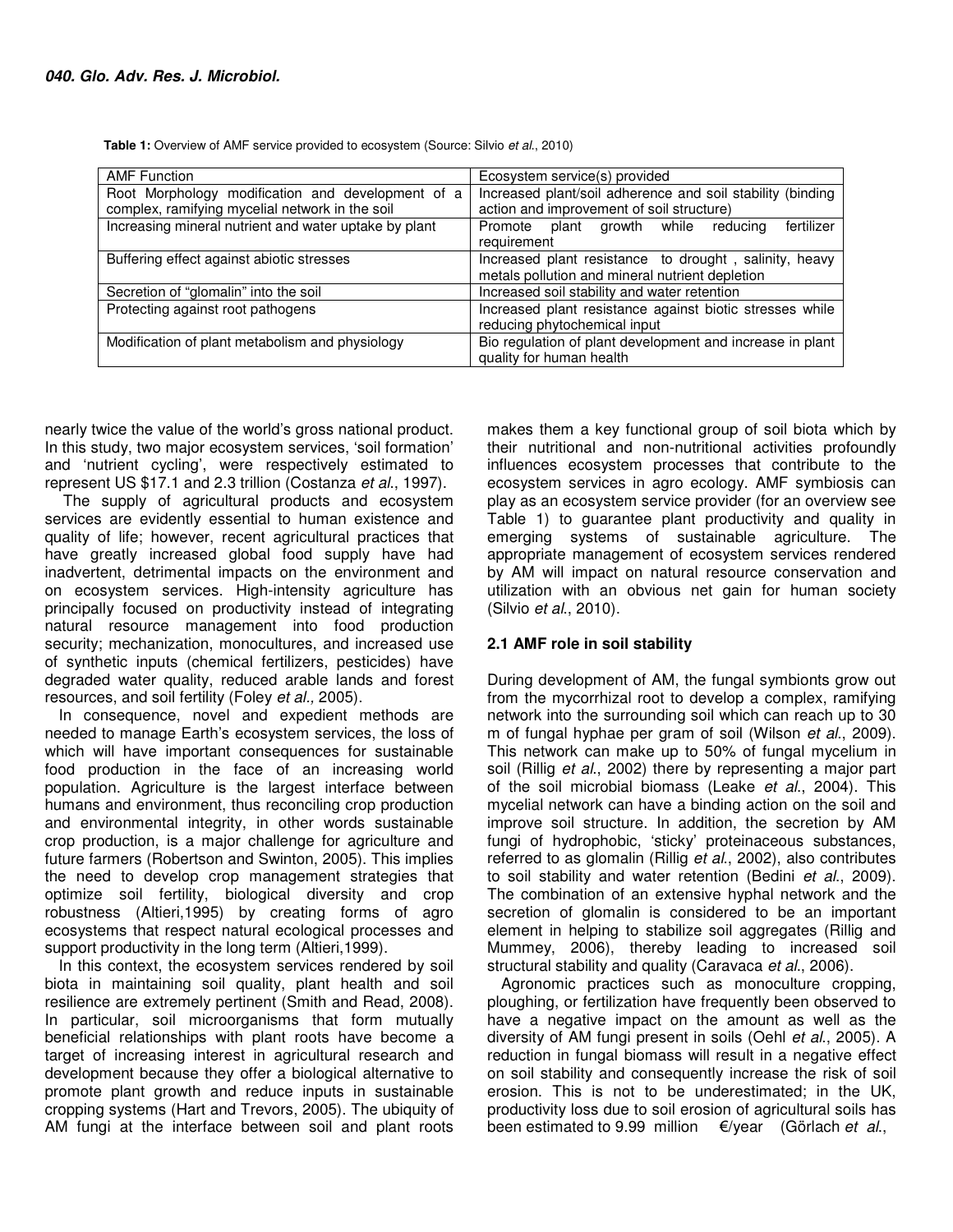**Table 1:** Overview of AMF service provided to ecosystem (Source: Silvio *et al*., 2010)

| AMF Function | Ecosystem service(s) provided |
|---|---|
| Root Morphology modification and development of a complex, ramifying mycelial network in the soil | Increased plant/soil adherence and soil stability (binding action and improvement of soil structure) |
| Increasing mineral nutrient and water uptake by plant | Promote plant growth while reducing fertilizer requirement |
| Buffering effect against abiotic stresses | Increased plant resistance to drought , salinity, heavy metals pollution and mineral nutrient depletion |
| Secretion of "glomalin" into the soil | Increased soil stability and water retention |
| Protecting against root pathogens | Increased plant resistance against biotic stresses while reducing phytochemical input |
| Modification of plant metabolism and physiology | Bio regulation of plant development and increase in plant quality for human health |

nearly twice the value of the world's gross national product. In this study, two major ecosystem services, 'soil formation' and 'nutrient cycling', were respectively estimated to represent US $17.1 and 2.3 trillion (Costanza *et al*., 1997).

The supply of agricultural products and ecosystem services are evidently essential to human existence and quality of life; however, recent agricultural practices that have greatly increased global food supply have had inadvertent, detrimental impacts on the environment and on ecosystem services. High-intensity agriculture has principally focused on productivity instead of integrating natural resource management into food production security; mechanization, monocultures, and increased use of synthetic inputs (chemical fertilizers, pesticides) have degraded water quality, reduced arable lands and forest resources, and soil fertility (Foley *et al.,* 2005).

In consequence, novel and expedient methods are needed to manage Earth's ecosystem services, the loss of which will have important consequences for sustainable food production in the face of an increasing world population. Agriculture is the largest interface between humans and environment, thus reconciling crop production and environmental integrity, in other words sustainable crop production, is a major challenge for agriculture and future farmers (Robertson and Swinton, 2005). This implies the need to develop crop management strategies that optimize soil fertility, biological diversity and crop robustness (Altieri,1995) by creating forms of agro ecosystems that respect natural ecological processes and support productivity in the long term (Altieri,1999).

In this context, the ecosystem services rendered by soil biota in maintaining soil quality, plant health and soil resilience are extremely pertinent (Smith and Read, 2008). In particular, soil microorganisms that form mutually beneficial relationships with plant roots have become a target of increasing interest in agricultural research and development because they offer a biological alternative to promote plant growth and reduce inputs in sustainable cropping systems (Hart and Trevors, 2005). The ubiquity of AM fungi at the interface between soil and plant roots makes them a key functional group of soil biota which by their nutritional and non-nutritional activities profoundly influences ecosystem processes that contribute to the ecosystem services in agro ecology. AMF symbiosis can play as an ecosystem service provider (for an overview see Table 1) to guarantee plant productivity and quality in emerging systems of sustainable agriculture. The appropriate management of ecosystem services rendered by AM will impact on natural resource conservation and utilization with an obvious net gain for human society (Silvio *et al*., 2010).

### 2.1 AMF role in soil stability

During development of AM, the fungal symbionts grow out from the mycorrhizal root to develop a complex, ramifying network into the surrounding soil which can reach up to 30 m of fungal hyphae per gram of soil (Wilson *et al*., 2009). This network can make up to 50% of fungal mycelium in soil (Rillig *et al*., 2002) there by representing a major part of the soil microbial biomass (Leake *et al*., 2004). This mycelial network can have a binding action on the soil and improve soil structure. In addition, the secretion by AM fungi of hydrophobic, 'sticky' proteinaceous substances, referred to as glomalin (Rillig *et al*., 2002), also contributes to soil stability and water retention (Bedini *et al*., 2009). The combination of an extensive hyphal network and the secretion of glomalin is considered to be an important element in helping to stabilize soil aggregates (Rillig and Mummey, 2006), thereby leading to increased soil structural stability and quality (Caravaca *et al*., 2006).

Agronomic practices such as monoculture cropping, ploughing, or fertilization have frequently been observed to have a negative impact on the amount as well as the diversity of AM fungi present in soils (Oehl *et al*., 2005). A reduction in fungal biomass will result in a negative effect on soil stability and consequently increase the risk of soil erosion. This is not to be underestimated; in the UK, productivity loss due to soil erosion of agricultural soils has been estimated to 9.99 million €/year (Görlach *et al*.,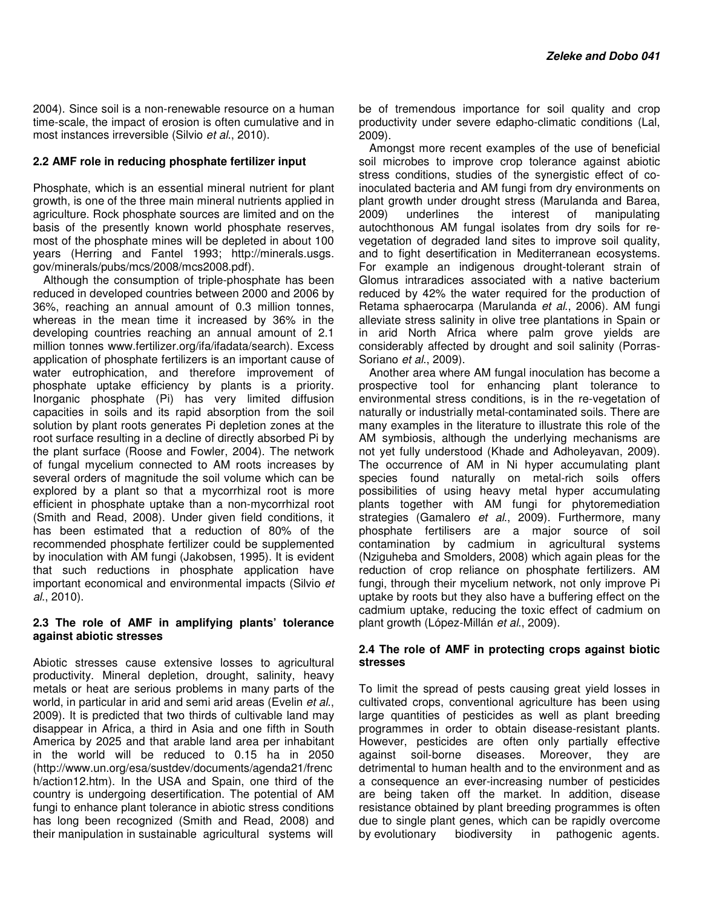2004). Since soil is a non-renewable resource on a human time-scale, the impact of erosion is often cumulative and in most instances irreversible (Silvio *et al*., 2010).

### 2.2 AMF role in reducing phosphate fertilizer input

Phosphate, which is an essential mineral nutrient for plant growth, is one of the three main mineral nutrients applied in agriculture. Rock phosphate sources are limited and on the basis of the presently known world phosphate reserves, most of the phosphate mines will be depleted in about 100 years (Herring and Fantel 1993; http://minerals.usgs.gov/minerals/pubs/mcs/2008/mcs2008.pdf).

Although the consumption of triple-phosphate has been reduced in developed countries between 2000 and 2006 by 36%, reaching an annual amount of 0.3 million tonnes, whereas in the mean time it increased by 36% in the developing countries reaching an annual amount of 2.1 million tonnes www.fertilizer.org/ifa/ifadata/search). Excess application of phosphate fertilizers is an important cause of water eutrophication, and therefore improvement of phosphate uptake efficiency by plants is a priority. Inorganic phosphate (Pi) has very limited diffusion capacities in soils and its rapid absorption from the soil solution by plant roots generates Pi depletion zones at the root surface resulting in a decline of directly absorbed Pi by the plant surface (Roose and Fowler, 2004). The network of fungal mycelium connected to AM roots increases by several orders of magnitude the soil volume which can be explored by a plant so that a mycorrhizal root is more efficient in phosphate uptake than a non-mycorrhizal root (Smith and Read, 2008). Under given field conditions, it has been estimated that a reduction of 80% of the recommended phosphate fertilizer could be supplemented by inoculation with AM fungi (Jakobsen, 1995). It is evident that such reductions in phosphate application have important economical and environmental impacts (Silvio *et al*., 2010).

### 2.3 The role of AMF in amplifying plants' tolerance against abiotic stresses

Abiotic stresses cause extensive losses to agricultural productivity. Mineral depletion, drought, salinity, heavy metals or heat are serious problems in many parts of the world, in particular in arid and semi arid areas (Evelin *et al*., 2009). It is predicted that two thirds of cultivable land may disappear in Africa, a third in Asia and one fifth in South America by 2025 and that arable land area per inhabitant in the world will be reduced to 0.15 ha in 2050 (http://www.un.org/esa/sustdev/documents/agenda21/french/action12.htm). In the USA and Spain, one third of the country is undergoing desertification. The potential of AM fungi to enhance plant tolerance in abiotic stress conditions has long been recognized (Smith and Read, 2008) and their manipulation in sustainable agricultural systems will be of tremendous importance for soil quality and crop productivity under severe edapho-climatic conditions (Lal, 2009).

Amongst more recent examples of the use of beneficial soil microbes to improve crop tolerance against abiotic stress conditions, studies of the synergistic effect of co-inoculated bacteria and AM fungi from dry environments on plant growth under drought stress (Marulanda and Barea, 2009) underlines the interest of manipulating autochthonous AM fungal isolates from dry soils for re-vegetation of degraded land sites to improve soil quality, and to fight desertification in Mediterranean ecosystems. For example an indigenous drought-tolerant strain of Glomus intraradices associated with a native bacterium reduced by 42% the water required for the production of Retama sphaerocarpa (Marulanda *et al*., 2006). AM fungi alleviate stress salinity in olive tree plantations in Spain or in arid North Africa where palm grove yields are considerably affected by drought and soil salinity (Porras-Soriano *et al*., 2009).

Another area where AM fungal inoculation has become a prospective tool for enhancing plant tolerance to environmental stress conditions, is in the re-vegetation of naturally or industrially metal-contaminated soils. There are many examples in the literature to illustrate this role of the AM symbiosis, although the underlying mechanisms are not yet fully understood (Khade and Adholeyavan, 2009). The occurrence of AM in Ni hyper accumulating plant species found naturally on metal-rich soils offers possibilities of using heavy metal hyper accumulating plants together with AM fungi for phytoremediation strategies (Gamalero *et al*., 2009). Furthermore, many phosphate fertilisers are a major source of soil contamination by cadmium in agricultural systems (Nziguheba and Smolders, 2008) which again pleas for the reduction of crop reliance on phosphate fertilizers. AM fungi, through their mycelium network, not only improve Pi uptake by roots but they also have a buffering effect on the cadmium uptake, reducing the toxic effect of cadmium on plant growth (López-Millán *et al*., 2009).

### 2.4 The role of AMF in protecting crops against biotic stresses

To limit the spread of pests causing great yield losses in cultivated crops, conventional agriculture has been using large quantities of pesticides as well as plant breeding programmes in order to obtain disease-resistant plants. However, pesticides are often only partially effective against soil-borne diseases. Moreover, they are detrimental to human health and to the environment and as a consequence an ever-increasing number of pesticides are being taken off the market. In addition, disease resistance obtained by plant breeding programmes is often due to single plant genes, which can be rapidly overcome by evolutionary biodiversity in pathogenic agents.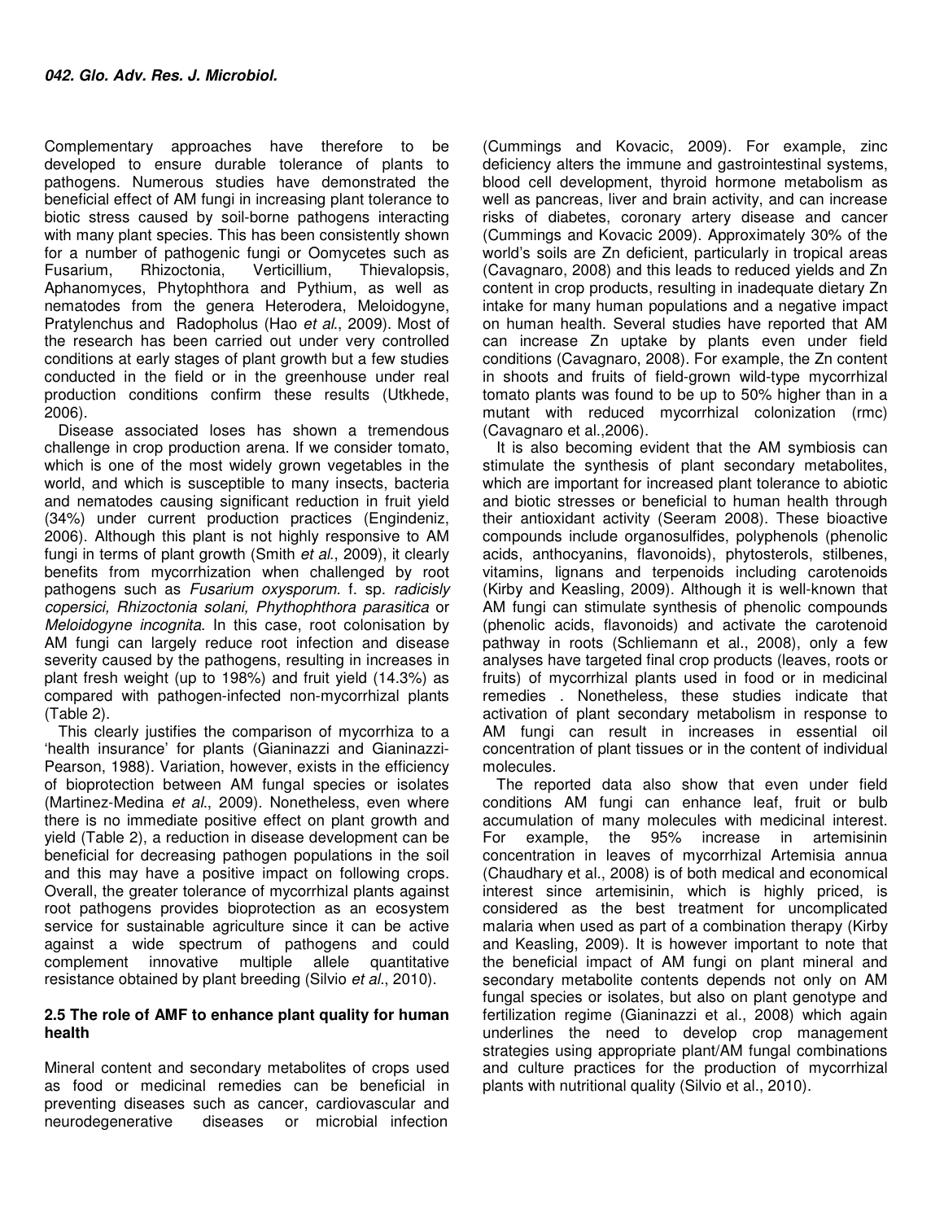Complementary approaches have therefore to be developed to ensure durable tolerance of plants to pathogens. Numerous studies have demonstrated the beneficial effect of AM fungi in increasing plant tolerance to biotic stress caused by soil-borne pathogens interacting with many plant species. This has been consistently shown for a number of pathogenic fungi or Oomycetes such as Fusarium, Rhizoctonia, Verticillium, Thievalopsis, Aphanomyces, Phytophthora and Pythium, as well as nematodes from the genera Heterodera, Meloidogyne, Pratylenchus and Radopholus (Hao *et al*., 2009). Most of the research has been carried out under very controlled conditions at early stages of plant growth but a few studies conducted in the field or in the greenhouse under real production conditions confirm these results (Utkhede, 2006).

Disease associated loses has shown a tremendous challenge in crop production arena. If we consider tomato, which is one of the most widely grown vegetables in the world, and which is susceptible to many insects, bacteria and nematodes causing significant reduction in fruit yield (34%) under current production practices (Engindeniz, 2006). Although this plant is not highly responsive to AM fungi in terms of plant growth (Smith *et al*., 2009), it clearly benefits from mycorrhization when challenged by root pathogens such as *Fusarium oxysporum*. f. sp. *radicisly copersici, Rhizoctonia solani, Phythophthora parasitica* or *Meloidogyne incognita*. In this case, root colonisation by AM fungi can largely reduce root infection and disease severity caused by the pathogens, resulting in increases in plant fresh weight (up to 198%) and fruit yield (14.3%) as compared with pathogen-infected non-mycorrhizal plants (Table 2).

This clearly justifies the comparison of mycorrhiza to a 'health insurance' for plants (Gianinazzi and Gianinazzi-Pearson, 1988). Variation, however, exists in the efficiency of bioprotection between AM fungal species or isolates (Martinez-Medina *et al*., 2009). Nonetheless, even where there is no immediate positive effect on plant growth and yield (Table 2), a reduction in disease development can be beneficial for decreasing pathogen populations in the soil and this may have a positive impact on following crops. Overall, the greater tolerance of mycorrhizal plants against root pathogens provides bioprotection as an ecosystem service for sustainable agriculture since it can be active against a wide spectrum of pathogens and could complement innovative multiple allele quantitative resistance obtained by plant breeding (Silvio *et al*., 2010).

### 2.5 The role of AMF to enhance plant quality for human health

Mineral content and secondary metabolites of crops used as food or medicinal remedies can be beneficial in preventing diseases such as cancer, cardiovascular and neurodegenerative diseases or microbial infection (Cummings and Kovacic, 2009). For example, zinc deficiency alters the immune and gastrointestinal systems, blood cell development, thyroid hormone metabolism as well as pancreas, liver and brain activity, and can increase risks of diabetes, coronary artery disease and cancer (Cummings and Kovacic 2009). Approximately 30% of the world's soils are Zn deficient, particularly in tropical areas (Cavagnaro, 2008) and this leads to reduced yields and Zn content in crop products, resulting in inadequate dietary Zn intake for many human populations and a negative impact on human health. Several studies have reported that AM can increase Zn uptake by plants even under field conditions (Cavagnaro, 2008). For example, the Zn content in shoots and fruits of field-grown wild-type mycorrhizal tomato plants was found to be up to 50% higher than in a mutant with reduced mycorrhizal colonization (rmc) (Cavagnaro et al.,2006).

It is also becoming evident that the AM symbiosis can stimulate the synthesis of plant secondary metabolites, which are important for increased plant tolerance to abiotic and biotic stresses or beneficial to human health through their antioxidant activity (Seeram 2008). These bioactive compounds include organosulfides, polyphenols (phenolic acids, anthocyanins, flavonoids), phytosterols, stilbenes, vitamins, lignans and terpenoids including carotenoids (Kirby and Keasling, 2009). Although it is well-known that AM fungi can stimulate synthesis of phenolic compounds (phenolic acids, flavonoids) and activate the carotenoid pathway in roots (Schliemann et al., 2008), only a few analyses have targeted final crop products (leaves, roots or fruits) of mycorrhizal plants used in food or in medicinal remedies . Nonetheless, these studies indicate that activation of plant secondary metabolism in response to AM fungi can result in increases in essential oil concentration of plant tissues or in the content of individual molecules.

The reported data also show that even under field conditions AM fungi can enhance leaf, fruit or bulb accumulation of many molecules with medicinal interest. For example, the 95% increase in artemisinin concentration in leaves of mycorrhizal Artemisia annua (Chaudhary et al., 2008) is of both medical and economical interest since artemisinin, which is highly priced, is considered as the best treatment for uncomplicated malaria when used as part of a combination therapy (Kirby and Keasling, 2009). It is however important to note that the beneficial impact of AM fungi on plant mineral and secondary metabolite contents depends not only on AM fungal species or isolates, but also on plant genotype and fertilization regime (Gianinazzi et al., 2008) which again underlines the need to develop crop management strategies using appropriate plant/AM fungal combinations and culture practices for the production of mycorrhizal plants with nutritional quality (Silvio et al., 2010).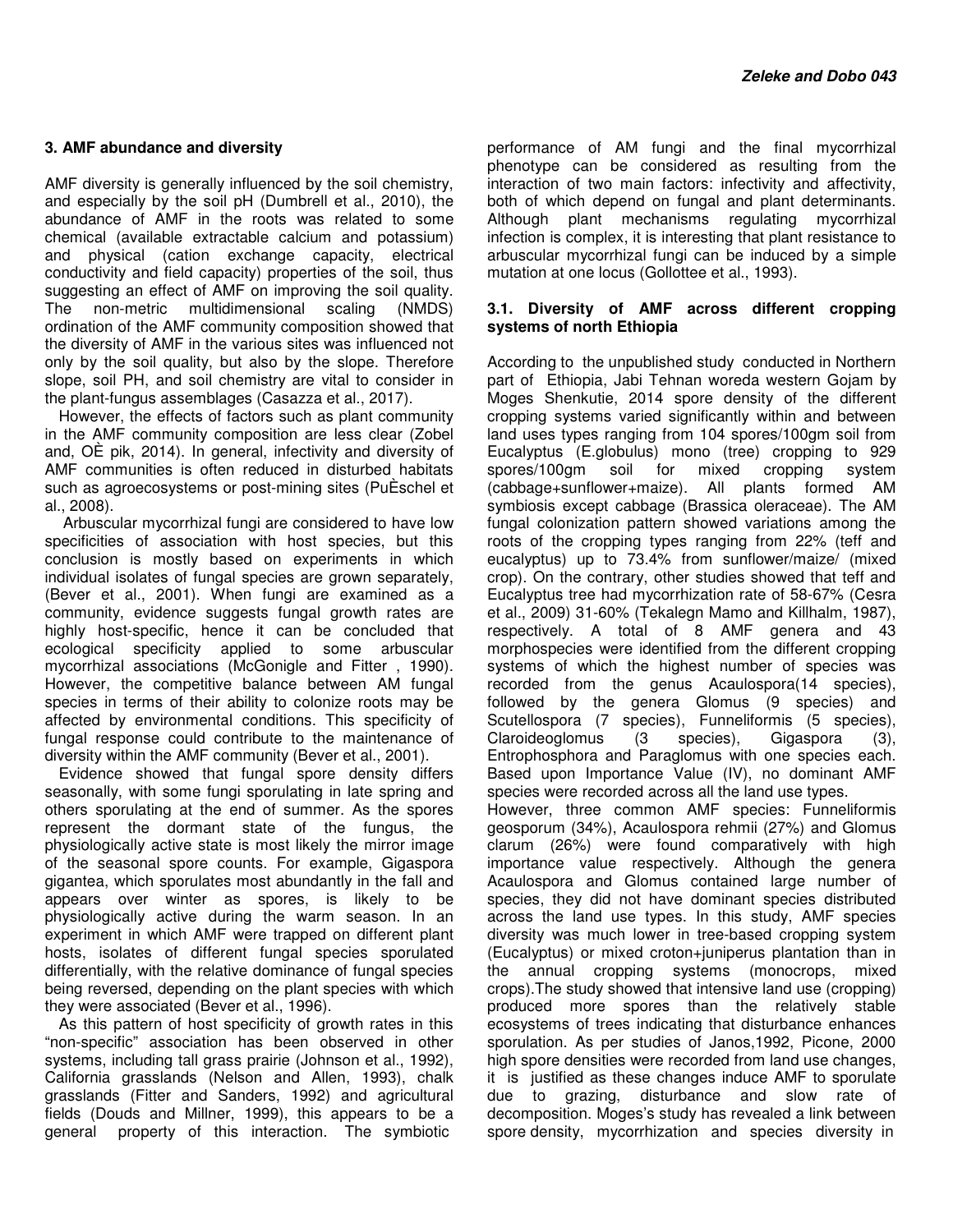## 3. AMF abundance and diversity

AMF diversity is generally influenced by the soil chemistry, and especially by the soil pH (Dumbrell et al., 2010), the abundance of AMF in the roots was related to some chemical (available extractable calcium and potassium) and physical (cation exchange capacity, electrical conductivity and field capacity) properties of the soil, thus suggesting an effect of AMF on improving the soil quality. The non-metric multidimensional scaling (NMDS) ordination of the AMF community composition showed that the diversity of AMF in the various sites was influenced not only by the soil quality, but also by the slope. Therefore slope, soil PH, and soil chemistry are vital to consider in the plant-fungus assemblages (Casazza et al., 2017).

However, the effects of factors such as plant community in the AMF community composition are less clear (Zobel and, OÈ pik, 2014). In general, infectivity and diversity of AMF communities is often reduced in disturbed habitats such as agroecosystems or post-mining sites (PuÈschel et al., 2008).

Arbuscular mycorrhizal fungi are considered to have low specificities of association with host species, but this conclusion is mostly based on experiments in which individual isolates of fungal species are grown separately, (Bever et al., 2001). When fungi are examined as a community, evidence suggests fungal growth rates are highly host-specific, hence it can be concluded that ecological specificity applied to some arbuscular mycorrhizal associations (McGonigle and Fitter , 1990). However, the competitive balance between AM fungal species in terms of their ability to colonize roots may be affected by environmental conditions. This specificity of fungal response could contribute to the maintenance of diversity within the AMF community (Bever et al., 2001).

Evidence showed that fungal spore density differs seasonally, with some fungi sporulating in late spring and others sporulating at the end of summer. As the spores represent the dormant state of the fungus, the physiologically active state is most likely the mirror image of the seasonal spore counts. For example, Gigaspora gigantea, which sporulates most abundantly in the fall and appears over winter as spores, is likely to be physiologically active during the warm season. In an experiment in which AMF were trapped on different plant hosts, isolates of different fungal species sporulated differentially, with the relative dominance of fungal species being reversed, depending on the plant species with which they were associated (Bever et al., 1996).

As this pattern of host specificity of growth rates in this "non-specific" association has been observed in other systems, including tall grass prairie (Johnson et al., 1992), California grasslands (Nelson and Allen, 1993), chalk grasslands (Fitter and Sanders, 1992) and agricultural fields (Douds and Millner, 1999), this appears to be a general property of this interaction. The symbiotic performance of AM fungi and the final mycorrhizal phenotype can be considered as resulting from the interaction of two main factors: infectivity and affectivity, both of which depend on fungal and plant determinants. Although plant mechanisms regulating mycorrhizal infection is complex, it is interesting that plant resistance to arbuscular mycorrhizal fungi can be induced by a simple mutation at one locus (Gollottee et al., 1993).

### 3.1. Diversity of AMF across different cropping systems of north Ethiopia

According to the unpublished study conducted in Northern part of Ethiopia, Jabi Tehnan woreda western Gojam by Moges Shenkutie, 2014 spore density of the different cropping systems varied significantly within and between land uses types ranging from 104 spores/100gm soil from Eucalyptus (E.globulus) mono (tree) cropping to 929 spores/100gm soil for mixed cropping system (cabbage+sunflower+maize). All plants formed AM symbiosis except cabbage (Brassica oleraceae). The AM fungal colonization pattern showed variations among the roots of the cropping types ranging from 22% (teff and eucalyptus) up to 73.4% from sunflower/maize/ (mixed crop). On the contrary, other studies showed that teff and Eucalyptus tree had mycorrhization rate of 58-67% (Cesra et al., 2009) 31-60% (Tekalegn Mamo and Killhalm, 1987), respectively. A total of 8 AMF genera and 43 morphospecies were identified from the different cropping systems of which the highest number of species was recorded from the genus Acaulospora(14 species), followed by the genera Glomus (9 species) and Scutellospora (7 species), Funneliformis (5 species), Claroideoglomus (3 species), Gigaspora (3), Entrophosphora and Paraglomus with one species each. Based upon Importance Value (IV), no dominant AMF species were recorded across all the land use types.

However, three common AMF species: Funneliformis geosporum (34%), Acaulospora rehmii (27%) and Glomus clarum (26%) were found comparatively with high importance value respectively. Although the genera Acaulospora and Glomus contained large number of species, they did not have dominant species distributed across the land use types. In this study, AMF species diversity was much lower in tree-based cropping system (Eucalyptus) or mixed croton+juniperus plantation than in the annual cropping systems (monocrops, mixed crops).The study showed that intensive land use (cropping) produced more spores than the relatively stable ecosystems of trees indicating that disturbance enhances sporulation. As per studies of Janos,1992, Picone, 2000 high spore densities were recorded from land use changes, it is justified as these changes induce AMF to sporulate due to grazing, disturbance and slow rate of decomposition. Moges's study has revealed a link between spore density, mycorrhization and species diversity in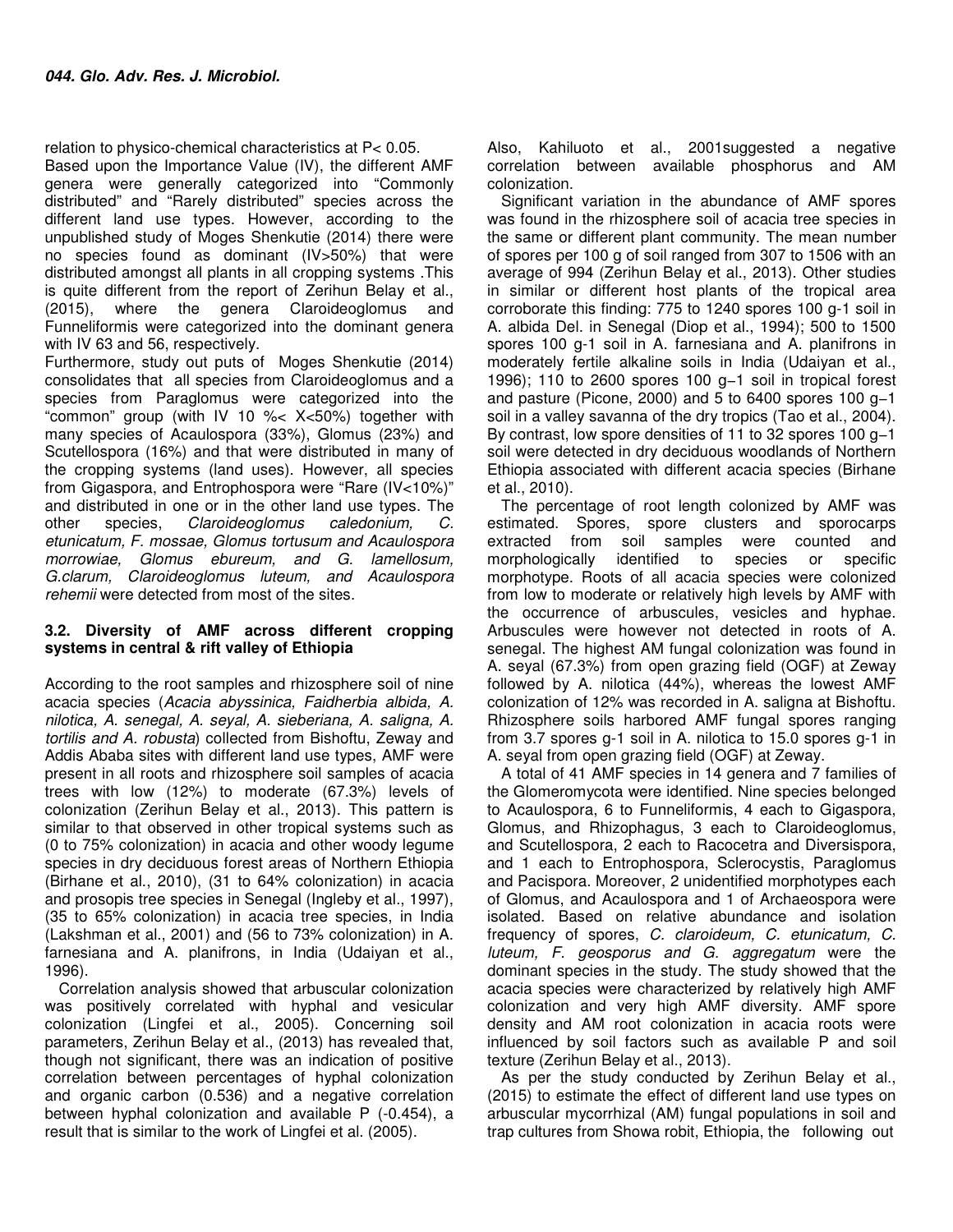relation to physico-chemical characteristics at $P< 0.05$.

Based upon the Importance Value (IV), the different AMF genera were generally categorized into "Commonly distributed" and "Rarely distributed" species across the different land use types. However, according to the unpublished study of Moges Shenkutie (2014) there were no species found as dominant (IV>50%) that were distributed amongst all plants in all cropping systems .This is quite different from the report of Zerihun Belay et al., (2015), where the genera Claroideoglomus and Funneliformis were categorized into the dominant genera with IV 63 and 56, respectively.

Furthermore, study out puts of Moges Shenkutie (2014) consolidates that all species from Claroideoglomus and a species from Paraglomus were categorized into the "common" group (with IV 10 %< X<50%) together with many species of Acaulospora (33%), Glomus (23%) and Scutellospora (16%) and that were distributed in many of the cropping systems (land uses). However, all species from Gigaspora, and Entrophospora were "Rare (IV<10%)" and distributed in one or in the other land use types. The other species, *Claroideoglomus caledonium, C. etunicatum, F. mossae, Glomus tortusum and Acaulospora morrowiae, Glomus ebureum, and G. lamellosum, G.clarum, Claroideoglomus luteum, and Acaulospora rehemii* were detected from most of the sites.

### 3.2. Diversity of AMF across different cropping systems in central & rift valley of Ethiopia

According to the root samples and rhizosphere soil of nine acacia species (*Acacia abyssinica, Faidherbia albida, A. nilotica, A. senegal, A. seyal, A. sieberiana, A. saligna, A. tortilis and A. robusta*) collected from Bishoftu, Zeway and Addis Ababa sites with different land use types, AMF were present in all roots and rhizosphere soil samples of acacia trees with low (12%) to moderate (67.3%) levels of colonization (Zerihun Belay et al., 2013). This pattern is similar to that observed in other tropical systems such as (0 to 75% colonization) in acacia and other woody legume species in dry deciduous forest areas of Northern Ethiopia (Birhane et al., 2010), (31 to 64% colonization) in acacia and prosopis tree species in Senegal (Ingleby et al., 1997), (35 to 65% colonization) in acacia tree species, in India (Lakshman et al., 2001) and (56 to 73% colonization) in A. farnesiana and A. planifrons, in India (Udaiyan et al., 1996).

Correlation analysis showed that arbuscular colonization was positively correlated with hyphal and vesicular colonization (Lingfei et al., 2005). Concerning soil parameters, Zerihun Belay et al., (2013) has revealed that, though not significant, there was an indication of positive correlation between percentages of hyphal colonization and organic carbon (0.536) and a negative correlation between hyphal colonization and available P (-0.454), a result that is similar to the work of Lingfei et al. (2005). Also, Kahiluoto et al., 2001suggested a negative correlation between available phosphorus and AM colonization.

Significant variation in the abundance of AMF spores was found in the rhizosphere soil of acacia tree species in the same or different plant community. The mean number of spores per 100 g of soil ranged from 307 to 1506 with an average of 994 (Zerihun Belay et al., 2013). Other studies in similar or different host plants of the tropical area corroborate this finding: 775 to 1240 spores 100 $g^{-1}$ soil in A. albida Del. in Senegal (Diop et al., 1994); 500 to 1500 spores 100 $g^{-1}$ soil in A. farnesiana and A. planifrons in moderately fertile alkaline soils in India (Udaiyan et al., 1996); 110 to 2600 spores 100 $g^{-1}$ soil in tropical forest and pasture (Picone, 2000) and 5 to 6400 spores 100 $g^{-1}$ soil in a valley savanna of the dry tropics (Tao et al., 2004). By contrast, low spore densities of 11 to 32 spores 100 $g^{-1}$ soil were detected in dry deciduous woodlands of Northern Ethiopia associated with different acacia species (Birhane et al., 2010).

The percentage of root length colonized by AMF was estimated. Spores, spore clusters and sporocarps extracted from soil samples were counted and morphologically identified to species or specific morphotype. Roots of all acacia species were colonized from low to moderate or relatively high levels by AMF with the occurrence of arbuscules, vesicles and hyphae. Arbuscules were however not detected in roots of A. senegal. The highest AM fungal colonization was found in A. seyal (67.3%) from open grazing field (OGF) at Zeway followed by A. nilotica (44%), whereas the lowest AMF colonization of 12% was recorded in A. saligna at Bishoftu. Rhizosphere soils harbored AMF fungal spores ranging from 3.7 spores $g^{-1}$ soil in A. nilotica to 15.0 spores $g^{-1}$ in A. seyal from open grazing field (OGF) at Zeway.

A total of 41 AMF species in 14 genera and 7 families of the Glomeromycota were identified. Nine species belonged to Acaulospora, 6 to Funneliformis, 4 each to Gigaspora, Glomus, and Rhizophagus, 3 each to Claroideoglomus, and Scutellospora, 2 each to Racocetra and Diversispora, and 1 each to Entrophospora, Sclerocystis, Paraglomus and Pacispora. Moreover, 2 unidentified morphotypes each of Glomus, and Acaulospora and 1 of Archaeospora were isolated. Based on relative abundance and isolation frequency of spores, *C. claroideum, C. etunicatum, C. luteum, F. geosporus and G. aggregatum* were the dominant species in the study. The study showed that the acacia species were characterized by relatively high AMF colonization and very high AMF diversity. AMF spore density and AM root colonization in acacia roots were influenced by soil factors such as available P and soil texture (Zerihun Belay et al., 2013).

As per the study conducted by Zerihun Belay et al., (2015) to estimate the effect of different land use types on arbuscular mycorrhizal (AM) fungal populations in soil and trap cultures from Showa robit, Ethiopia, the following out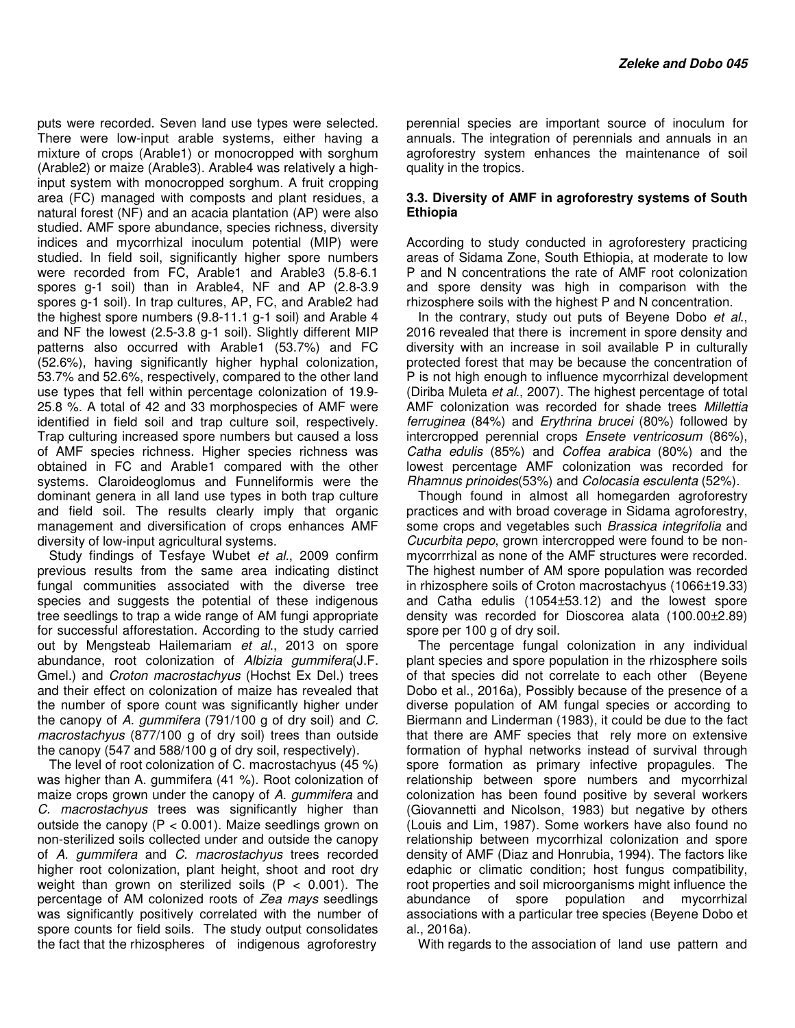puts were recorded. Seven land use types were selected. There were low-input arable systems, either having a mixture of crops (Arable1) or monocropped with sorghum (Arable2) or maize (Arable3). Arable4 was relatively a high-input system with monocropped sorghum. A fruit cropping area (FC) managed with composts and plant residues, a natural forest (NF) and an acacia plantation (AP) were also studied. AMF spore abundance, species richness, diversity indices and mycorrhizal inoculum potential (MIP) were studied. In field soil, significantly higher spore numbers were recorded from FC, Arable1 and Arable3 (5.8-6.1 spores g-1 soil) than in Arable4, NF and AP (2.8-3.9 spores g-1 soil). In trap cultures, AP, FC, and Arable2 had the highest spore numbers (9.8-11.1 g-1 soil) and Arable 4 and NF the lowest (2.5-3.8 g-1 soil). Slightly different MIP patterns also occurred with Arable1 (53.7%) and FC (52.6%), having significantly higher hyphal colonization, 53.7% and 52.6%, respectively, compared to the other land use types that fell within percentage colonization of 19.9-25.8 %. A total of 42 and 33 morphospecies of AMF were identified in field soil and trap culture soil, respectively. Trap culturing increased spore numbers but caused a loss of AMF species richness. Higher species richness was obtained in FC and Arable1 compared with the other systems. Claroideoglomus and Funneliformis were the dominant genera in all land use types in both trap culture and field soil. The results clearly imply that organic management and diversification of crops enhances AMF diversity of low-input agricultural systems.

Study findings of Tesfaye Wubet *et al*., 2009 confirm previous results from the same area indicating distinct fungal communities associated with the diverse tree species and suggests the potential of these indigenous tree seedlings to trap a wide range of AM fungi appropriate for successful afforestation. According to the study carried out by Mengsteab Hailemariam *et al*., 2013 on spore abundance, root colonization of *Albizia gummifera*(J.F. Gmel.) and *Croton macrostachyus* (Hochst Ex Del.) trees and their effect on colonization of maize has revealed that the number of spore count was significantly higher under the canopy of *A. gummifera* (791/100 g of dry soil) and *C. macrostachyus* (877/100 g of dry soil) trees than outside the canopy (547 and 588/100 g of dry soil, respectively).

The level of root colonization of C. macrostachyus (45 %) was higher than A. gummifera (41 %). Root colonization of maize crops grown under the canopy of *A. gummifera* and *C. macrostachyus* trees was significantly higher than outside the canopy ($P < 0.001$). Maize seedlings grown on non-sterilized soils collected under and outside the canopy of *A. gummifera* and *C. macrostachyus* trees recorded higher root colonization, plant height, shoot and root dry weight than grown on sterilized soils ($P < 0.001$). The percentage of AM colonized roots of *Zea mays* seedlings was significantly positively correlated with the number of spore counts for field soils. The study output consolidates the fact that the rhizospheres of indigenous agroforestry perennial species are important source of inoculum for annuals. The integration of perennials and annuals in an agroforestry system enhances the maintenance of soil quality in the tropics.

### 3.3. Diversity of AMF in agroforestry systems of South Ethiopia

According to study conducted in agroforestery practicing areas of Sidama Zone, South Ethiopia, at moderate to low P and N concentrations the rate of AMF root colonization and spore density was high in comparison with the rhizosphere soils with the highest P and N concentration.

In the contrary, study out puts of Beyene Dobo *et al*., 2016 revealed that there is increment in spore density and diversity with an increase in soil available P in culturally protected forest that may be because the concentration of P is not high enough to influence mycorrhizal development (Diriba Muleta *et al*., 2007). The highest percentage of total AMF colonization was recorded for shade trees *Millettia ferruginea* (84%) and *Erythrina brucei* (80%) followed by intercropped perennial crops *Ensete ventricosum* (86%), *Catha edulis* (85%) and *Coffea arabica* (80%) and the lowest percentage AMF colonization was recorded for *Rhamnus prinoides*(53%) and *Colocasia esculenta* (52%).

Though found in almost all homegarden agroforestry practices and with broad coverage in Sidama agroforestry, some crops and vegetables such *Brassica integrifolia* and *Cucurbita pepo*, grown intercropped were found to be non-mycorrrhizal as none of the AMF structures were recorded. The highest number of AM spore population was recorded in rhizosphere soils of Croton macrostachyus (1066±19.33) and Catha edulis (1054±53.12) and the lowest spore density was recorded for Dioscorea alata (100.00±2.89) spore per 100 g of dry soil.

The percentage fungal colonization in any individual plant species and spore population in the rhizosphere soils of that species did not correlate to each other (Beyene Dobo et al., 2016a), Possibly because of the presence of a diverse population of AM fungal species or according to Biermann and Linderman (1983), it could be due to the fact that there are AMF species that rely more on extensive formation of hyphal networks instead of survival through spore formation as primary infective propagules. The relationship between spore numbers and mycorrhizal colonization has been found positive by several workers (Giovannetti and Nicolson, 1983) but negative by others (Louis and Lim, 1987). Some workers have also found no relationship between mycorrhizal colonization and spore density of AMF (Diaz and Honrubia, 1994). The factors like edaphic or climatic condition; host fungus compatibility, root properties and soil microorganisms might influence the abundance of spore population and mycorrhizal associations with a particular tree species (Beyene Dobo et al., 2016a).

With regards to the association of land use pattern and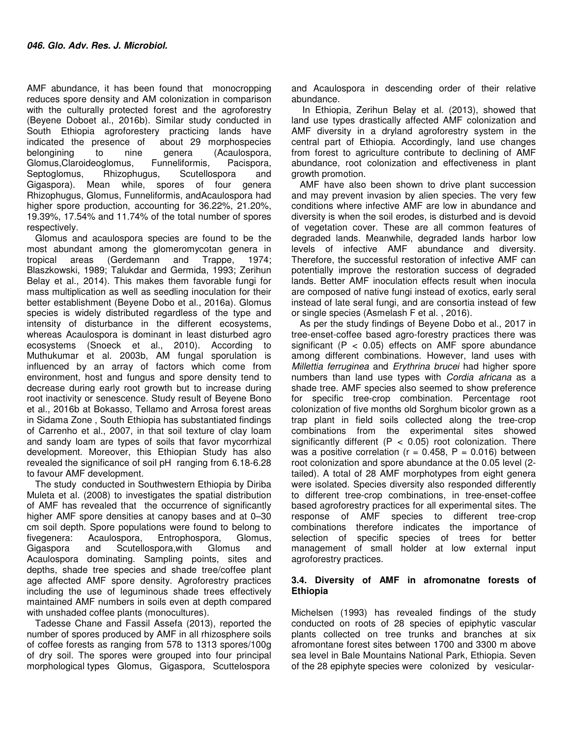AMF abundance, it has been found that monocropping reduces spore density and AM colonization in comparison with the culturally protected forest and the agroforestry (Beyene Doboet al., 2016b). Similar study conducted in South Ethiopia agroforestery practicing lands have indicated the presence of about 29 morphospecies belongining to nine genera (Acaulospora, Glomus,Claroideoglomus, Funneliformis, Pacispora, Septoglomus, Rhizophugus, Scutellospora and Gigaspora). Mean while, spores of four genera Rhizophugus, Glomus, Funneliformis, andAcaulospora had higher spore production, accounting for 36.22%, 21.20%, 19.39%, 17.54% and 11.74% of the total number of spores respectively.

Glomus and acaulospora species are found to be the most abundant among the glomeromycotan genera in tropical areas (Gerdemann and Trappe, 1974; Blaszkowski, 1989; Talukdar and Germida, 1993; Zerihun Belay et al., 2014). This makes them favorable fungi for mass multiplication as well as seedling inoculation for their better establishment (Beyene Dobo et al., 2016a). Glomus species is widely distributed regardless of the type and intensity of disturbance in the different ecosystems, whereas Acaulospora is dominant in least disturbed agro ecosystems (Snoeck et al., 2010). According to Muthukumar et al. 2003b, AM fungal sporulation is influenced by an array of factors which come from environment, host and fungus and spore density tend to decrease during early root growth but to increase during root inactivity or senescence. Study result of Beyene Bono et al., 2016b at Bokasso, Tellamo and Arrosa forest areas in Sidama Zone , South Ethiopia has substantiated findings of Carrenho et al., 2007, in that soil texture of clay loam and sandy loam are types of soils that favor mycorrhizal development. Moreover, this Ethiopian Study has also revealed the significance of soil pH ranging from 6.18-6.28 to favour AMF development.

The study conducted in Southwestern Ethiopia by Diriba Muleta et al. (2008) to investigates the spatial distribution of AMF has revealed that the occurrence of significantly higher AMF spore densities at canopy bases and at 0–30 cm soil depth. Spore populations were found to belong to fivegenera: Acaulospora, Entrophospora, Glomus, Gigaspora and Scutellospora,with Glomus and Acaulospora dominating. Sampling points, sites and depths, shade tree species and shade tree/coffee plant age affected AMF spore density. Agroforestry practices including the use of leguminous shade trees effectively maintained AMF numbers in soils even at depth compared with unshaded coffee plants (monocultures).

Tadesse Chane and Fassil Assefa (2013), reported the number of spores produced by AMF in all rhizosphere soils of coffee forests as ranging from 578 to 1313 spores/100g of dry soil. The spores were grouped into four principal morphological types Glomus, Gigaspora, Scuttelospora and Acaulospora in descending order of their relative abundance.

In Ethiopia, Zerihun Belay et al. (2013), showed that land use types drastically affected AMF colonization and AMF diversity in a dryland agroforestry system in the central part of Ethiopia. Accordingly, land use changes from forest to agriculture contribute to declining of AMF abundance, root colonization and effectiveness in plant growth promotion.

AMF have also been shown to drive plant succession and may prevent invasion by alien species. The very few conditions where infective AMF are low in abundance and diversity is when the soil erodes, is disturbed and is devoid of vegetation cover. These are all common features of degraded lands. Meanwhile, degraded lands harbor low levels of infective AMF abundance and diversity. Therefore, the successful restoration of infective AMF can potentially improve the restoration success of degraded lands. Better AMF inoculation effects result when inocula are composed of native fungi instead of exotics, early seral instead of late seral fungi, and are consortia instead of few or single species (Asmelash F et al. , 2016).

As per the study findings of Beyene Dobo et al., 2017 in tree-enset-coffee based agro-forestry practices there was significant ($P < 0.05$) effects on AMF spore abundance among different combinations. However, land uses with *Millettia ferruginea* and *Erythrina brucei* had higher spore numbers than land use types with *Cordia africana* as a shade tree. AMF species also seemed to show preference for specific tree-crop combination. Percentage root colonization of five months old Sorghum bicolor grown as a trap plant in field soils collected along the tree-crop combinations from the experimental sites showed significantly different ($P < 0.05$) root colonization. There was a positive correlation ($r = 0.458$, $P = 0.016$) between root colonization and spore abundance at the 0.05 level (2-tailed). A total of 28 AMF morphotypes from eight genera were isolated. Species diversity also responded differently to different tree-crop combinations, in tree-enset-coffee based agroforestry practices for all experimental sites. The response of AMF species to different tree-crop combinations therefore indicates the importance of selection of specific species of trees for better management of small holder at low external input agroforestry practices.

### 3.4. Diversity of AMF in afromonatne forests of Ethiopia

Michelsen (1993) has revealed findings of the study conducted on roots of 28 species of epiphytic vascular plants collected on tree trunks and branches at six afromontane forest sites between 1700 and 3300 m above sea level in Bale Mountains National Park, Ethiopia. Seven of the 28 epiphyte species were colonized by vesicular-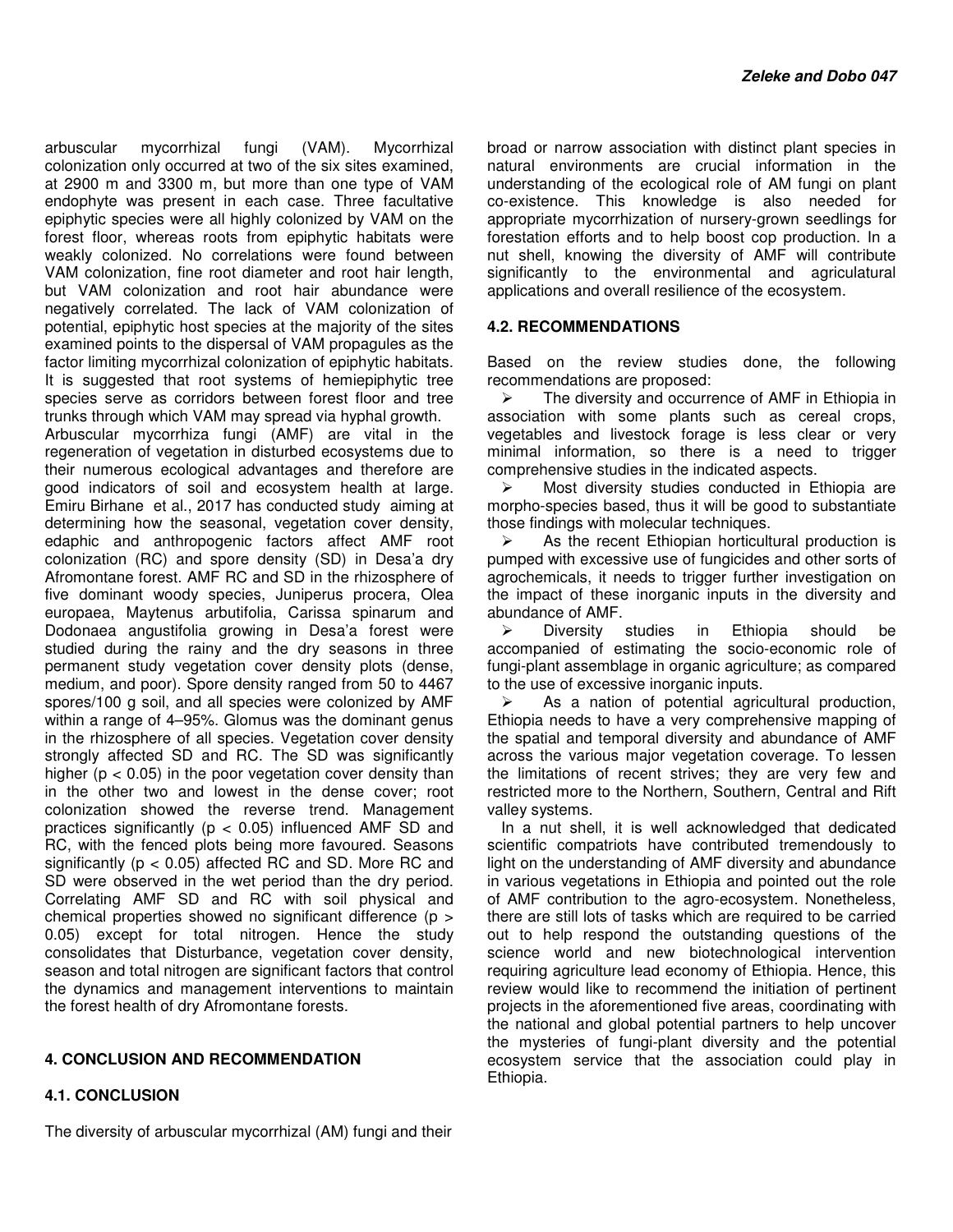arbuscular mycorrhizal fungi (VAM). Mycorrhizal colonization only occurred at two of the six sites examined, at 2900 m and 3300 m, but more than one type of VAM endophyte was present in each case. Three facultative epiphytic species were all highly colonized by VAM on the forest floor, whereas roots from epiphytic habitats were weakly colonized. No correlations were found between VAM colonization, fine root diameter and root hair length, but VAM colonization and root hair abundance were negatively correlated. The lack of VAM colonization of potential, epiphytic host species at the majority of the sites examined points to the dispersal of VAM propagules as the factor limiting mycorrhizal colonization of epiphytic habitats. It is suggested that root systems of hemiepiphytic tree species serve as corridors between forest floor and tree trunks through which VAM may spread via hyphal growth.

Arbuscular mycorrhiza fungi (AMF) are vital in the regeneration of vegetation in disturbed ecosystems due to their numerous ecological advantages and therefore are good indicators of soil and ecosystem health at large. Emiru Birhane et al., 2017 has conducted study aiming at determining how the seasonal, vegetation cover density, edaphic and anthropogenic factors affect AMF root colonization (RC) and spore density (SD) in Desa'a dry Afromontane forest. AMF RC and SD in the rhizosphere of five dominant woody species, Juniperus procera, Olea europaea, Maytenus arbutifolia, Carissa spinarum and Dodonaea angustifolia growing in Desa'a forest were studied during the rainy and the dry seasons in three permanent study vegetation cover density plots (dense, medium, and poor). Spore density ranged from 50 to 4467 spores/100 g soil, and all species were colonized by AMF within a range of 4–95%. Glomus was the dominant genus in the rhizosphere of all species. Vegetation cover density strongly affected SD and RC. The SD was significantly higher ($p < 0.05$) in the poor vegetation cover density than in the other two and lowest in the dense cover; root colonization showed the reverse trend. Management practices significantly ($p < 0.05$) influenced AMF SD and RC, with the fenced plots being more favoured. Seasons significantly ($p < 0.05$) affected RC and SD. More RC and SD were observed in the wet period than the dry period. Correlating AMF SD and RC with soil physical and chemical properties showed no significant difference ($p > 0.05$) except for total nitrogen. Hence the study consolidates that Disturbance, vegetation cover density, season and total nitrogen are significant factors that control the dynamics and management interventions to maintain the forest health of dry Afromontane forests.

## 4. CONCLUSION AND RECOMMENDATION

### 4.1. CONCLUSION

The diversity of arbuscular mycorrhizal (AM) fungi and their broad or narrow association with distinct plant species in natural environments are crucial information in the understanding of the ecological role of AM fungi on plant co-existence. This knowledge is also needed for appropriate mycorrhization of nursery-grown seedlings for forestation efforts and to help boost cop production. In a nut shell, knowing the diversity of AMF will contribute significantly to the environmental and agriculatural applications and overall resilience of the ecosystem.

### 4.2. RECOMMENDATIONS

Based on the review studies done, the following recommendations are proposed:

- The diversity and occurrence of AMF in Ethiopia in association with some plants such as cereal crops, vegetables and livestock forage is less clear or very minimal information, so there is a need to trigger comprehensive studies in the indicated aspects.
- Most diversity studies conducted in Ethiopia are morpho-species based, thus it will be good to substantiate those findings with molecular techniques.
- As the recent Ethiopian horticultural production is pumped with excessive use of fungicides and other sorts of agrochemicals, it needs to trigger further investigation on the impact of these inorganic inputs in the diversity and abundance of AMF.
- Diversity studies in Ethiopia should be accompanied of estimating the socio-economic role of fungi-plant assemblage in organic agriculture; as compared to the use of excessive inorganic inputs.
- As a nation of potential agricultural production, Ethiopia needs to have a very comprehensive mapping of the spatial and temporal diversity and abundance of AMF across the various major vegetation coverage. To lessen the limitations of recent strives; they are very few and restricted more to the Northern, Southern, Central and Rift valley systems.

In a nut shell, it is well acknowledged that dedicated scientific compatriots have contributed tremendously to light on the understanding of AMF diversity and abundance in various vegetations in Ethiopia and pointed out the role of AMF contribution to the agro-ecosystem. Nonetheless, there are still lots of tasks which are required to be carried out to help respond the outstanding questions of the science world and new biotechnological intervention requiring agriculture lead economy of Ethiopia. Hence, this review would like to recommend the initiation of pertinent projects in the aforementioned five areas, coordinating with the national and global potential partners to help uncover the mysteries of fungi-plant diversity and the potential ecosystem service that the association could play in Ethiopia.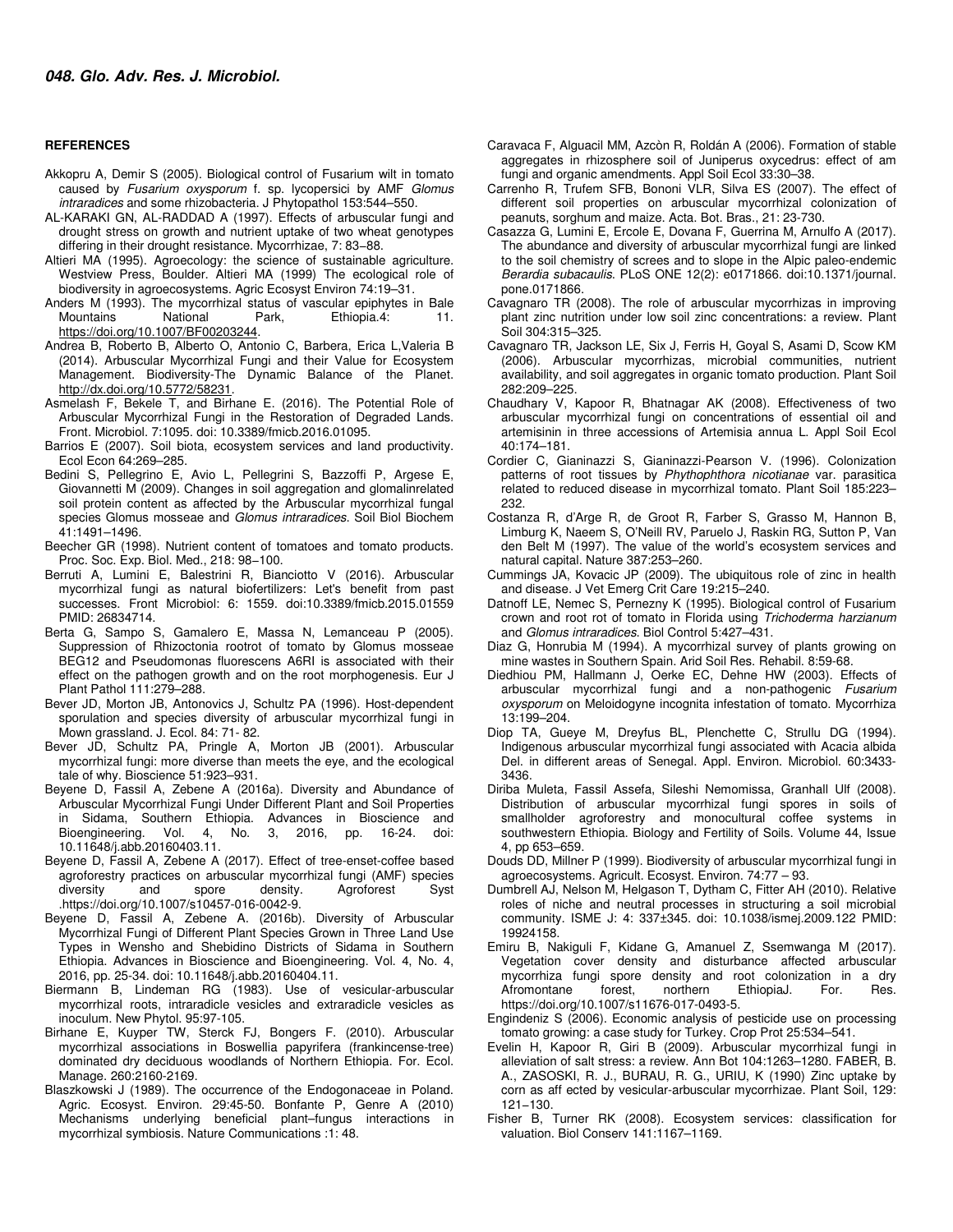## REFERENCES

Akkopru A, Demir S (2005). Biological control of Fusarium wilt in tomato caused by *Fusarium oxysporum* f. sp. lycopersici by AMF *Glomus intraradices* and some rhizobacteria. J Phytopathol 153:544–550.

AL-KARAKI GN, AL-RADDAD A (1997). Effects of arbuscular fungi and drought stress on growth and nutrient uptake of two wheat genotypes differing in their drought resistance. Mycorrhizae, 7: 83–88.

Altieri MA (1995). Agroecology: the science of sustainable agriculture. Westview Press, Boulder. Altieri MA (1999) The ecological role of biodiversity in agroecosystems. Agric Ecosyst Environ 74:19–31.

Anders M (1993). The mycorrhizal status of vascular epiphytes in Bale Mountains National Park, Ethiopia.4: 11. https://doi.org/10.1007/BF00203244.

Andrea B, Roberto B, Alberto O, Antonio C, Barbera, Erica L,Valeria B (2014). Arbuscular Mycorrhizal Fungi and their Value for Ecosystem Management. Biodiversity-The Dynamic Balance of the Planet. http://dx.doi.org/10.5772/58231.

Asmelash F, Bekele T, and Birhane E. (2016). The Potential Role of Arbuscular Mycorrhizal Fungi in the Restoration of Degraded Lands. Front. Microbiol. 7:1095. doi: 10.3389/fmicb.2016.01095.

Barrios E (2007). Soil biota, ecosystem services and land productivity. Ecol Econ 64:269–285.

Bedini S, Pellegrino E, Avio L, Pellegrini S, Bazzoffi P, Argese E, Giovannetti M (2009). Changes in soil aggregation and glomalinrelated soil protein content as affected by the Arbuscular mycorrhizal fungal species Glomus mosseae and *Glomus intraradices*. Soil Biol Biochem 41:1491–1496.

Beecher GR (1998). Nutrient content of tomatoes and tomato products. Proc. Soc. Exp. Biol. Med., 218: 98–100.

Berruti A, Lumini E, Balestrini R, Bianciotto V (2016). Arbuscular mycorrhizal fungi as natural biofertilizers: Let's benefit from past successes. Front Microbiol: 6: 1559. doi:10.3389/fmicb.2015.01559 PMID: 26834714.

Berta G, Sampo S, Gamalero E, Massa N, Lemanceau P (2005). Suppression of Rhizoctonia rootrot of tomato by Glomus mosseae BEG12 and Pseudomonas fluorescens A6RI is associated with their effect on the pathogen growth and on the root morphogenesis. Eur J Plant Pathol 111:279–288.

Bever JD, Morton JB, Antonovics J, Schultz PA (1996). Host-dependent sporulation and species diversity of arbuscular mycorrhizal fungi in Mown grassland. J. Ecol. 84: 71- 82.

Bever JD, Schultz PA, Pringle A, Morton JB (2001). Arbuscular mycorrhizal fungi: more diverse than meets the eye, and the ecological tale of why. Bioscience 51:923–931.

Beyene D, Fassil A, Zebene A (2016a). Diversity and Abundance of Arbuscular Mycorrhizal Fungi Under Different Plant and Soil Properties in Sidama, Southern Ethiopia. Advances in Bioscience and Bioengineering. Vol. 4, No. 3, 2016, pp. 16-24. doi: 10.11648/j.abb.20160403.11.

Beyene D, Fassil A, Zebene A (2017). Effect of tree-enset-coffee based agroforestry practices on arbuscular mycorrhizal fungi (AMF) species diversity and spore density. Agroforest Syst .https://doi.org/10.1007/s10457-016-0042-9.

Beyene D, Fassil A, Zebene A. (2016b). Diversity of Arbuscular Mycorrhizal Fungi of Different Plant Species Grown in Three Land Use Types in Wensho and Shebidino Districts of Sidama in Southern Ethiopia. Advances in Bioscience and Bioengineering. Vol. 4, No. 4, 2016, pp. 25-34. doi: 10.11648/j.abb.20160404.11.

Biermann B, Lindeman RG (1983). Use of vesicular-arbuscular mycorrhizal roots, intraradicle vesicles and extraradicle vesicles as inoculum. New Phytol. 95:97-105.

Birhane E, Kuyper TW, Sterck FJ, Bongers F. (2010). Arbuscular mycorrhizal associations in Boswellia papyrifera (frankincense-tree) dominated dry deciduous woodlands of Northern Ethiopia. For. Ecol. Manage. 260:2160-2169.

Blaszkowski J (1989). The occurrence of the Endogonaceae in Poland. Agric. Ecosyst. Environ. 29:45-50. Bonfante P, Genre A (2010) Mechanisms underlying beneficial plant–fungus interactions in mycorrhizal symbiosis. Nature Communications :1: 48.

Caravaca F, Alguacil MM, Azcòn R, Roldán A (2006). Formation of stable aggregates in rhizosphere soil of Juniperus oxycedrus: effect of am fungi and organic amendments. Appl Soil Ecol 33:30–38.

Carrenho R, Trufem SFB, Bononi VLR, Silva ES (2007). The effect of different soil properties on arbuscular mycorrhizal colonization of peanuts, sorghum and maize. Acta. Bot. Bras., 21: 23-730.

Casazza G, Lumini E, Ercole E, Dovana F, Guerrina M, Arnulfo A (2017). The abundance and diversity of arbuscular mycorrhizal fungi are linked to the soil chemistry of screes and to slope in the Alpic paleo-endemic *Berardia subacaulis*. PLoS ONE 12(2): e0171866. doi:10.1371/journal. pone.0171866.

Cavagnaro TR (2008). The role of arbuscular mycorrhizas in improving plant zinc nutrition under low soil zinc concentrations: a review. Plant Soil 304:315–325.

Cavagnaro TR, Jackson LE, Six J, Ferris H, Goyal S, Asami D, Scow KM (2006). Arbuscular mycorrhizas, microbial communities, nutrient availability, and soil aggregates in organic tomato production. Plant Soil 282:209–225.

Chaudhary V, Kapoor R, Bhatnagar AK (2008). Effectiveness of two arbuscular mycorrhizal fungi on concentrations of essential oil and artemisinin in three accessions of Artemisia annua L. Appl Soil Ecol 40:174–181.

Cordier C, Gianinazzi S, Gianinazzi-Pearson V. (1996). Colonization patterns of root tissues by *Phythophthora nicotianae* var. parasitica related to reduced disease in mycorrhizal tomato. Plant Soil 185:223–232.

Costanza R, d'Arge R, de Groot R, Farber S, Grasso M, Hannon B, Limburg K, Naeem S, O'Neill RV, Paruelo J, Raskin RG, Sutton P, Van den Belt M (1997). The value of the world's ecosystem services and natural capital. Nature 387:253–260.

Cummings JA, Kovacic JP (2009). The ubiquitous role of zinc in health and disease. J Vet Emerg Crit Care 19:215–240.

Datnoff LE, Nemec S, Pernezny K (1995). Biological control of Fusarium crown and root rot of tomato in Florida using *Trichoderma harzianum* and *Glomus intraradices*. Biol Control 5:427–431.

Diaz G, Honrubia M (1994). A mycorrhizal survey of plants growing on mine wastes in Southern Spain. Arid Soil Res. Rehabil. 8:59-68.

Diedhiou PM, Hallmann J, Oerke EC, Dehne HW (2003). Effects of arbuscular mycorrhizal fungi and a non-pathogenic *Fusarium oxysporum* on Meloidogyne incognita infestation of tomato. Mycorrhiza 13:199–204.

Diop TA, Gueye M, Dreyfus BL, Plenchette C, Strullu DG (1994). Indigenous arbuscular mycorrhizal fungi associated with Acacia albida Del. in different areas of Senegal. Appl. Environ. Microbiol. 60:3433-3436.

Diriba Muleta, Fassil Assefa, Sileshi Nemomissa, Granhall Ulf (2008). Distribution of arbuscular mycorrhizal fungi spores in soils of smallholder agroforestry and monocultural coffee systems in southwestern Ethiopia. Biology and Fertility of Soils. Volume 44, Issue 4, pp 653–659.

Douds DD, Millner P (1999). Biodiversity of arbuscular mycorrhizal fungi in agroecosystems. Agricult. Ecosyst. Environ. 74:77 – 93.

Dumbrell AJ, Nelson M, Helgason T, Dytham C, Fitter AH (2010). Relative roles of niche and neutral processes in structuring a soil microbial community. ISME J: 4: 337±345. doi: 10.1038/ismej.2009.122 PMID: 19924158.

Emiru B, Nakiguli F, Kidane G, Amanuel Z, Ssemwanga M (2017). Vegetation cover density and disturbance affected arbuscular mycorrhiza fungi spore density and root colonization in a dry Afromontane forest, northern EthiopiaJ. For. Res. https://doi.org/10.1007/s11676-017-0493-5.

Engindeniz S (2006). Economic analysis of pesticide use on processing tomato growing: a case study for Turkey. Crop Prot 25:534–541.

Evelin H, Kapoor R, Giri B (2009). Arbuscular mycorrhizal fungi in alleviation of salt stress: a review. Ann Bot 104:1263–1280. FABER, B. A., ZASOSKI, R. J., BURAU, R. G., URIU, K (1990) Zinc uptake by corn as aff ected by vesicular-arbuscular mycorrhizae. Plant Soil, 129: 121–130.

Fisher B, Turner RK (2008). Ecosystem services: classification for valuation. Biol Conserv 141:1167–1169.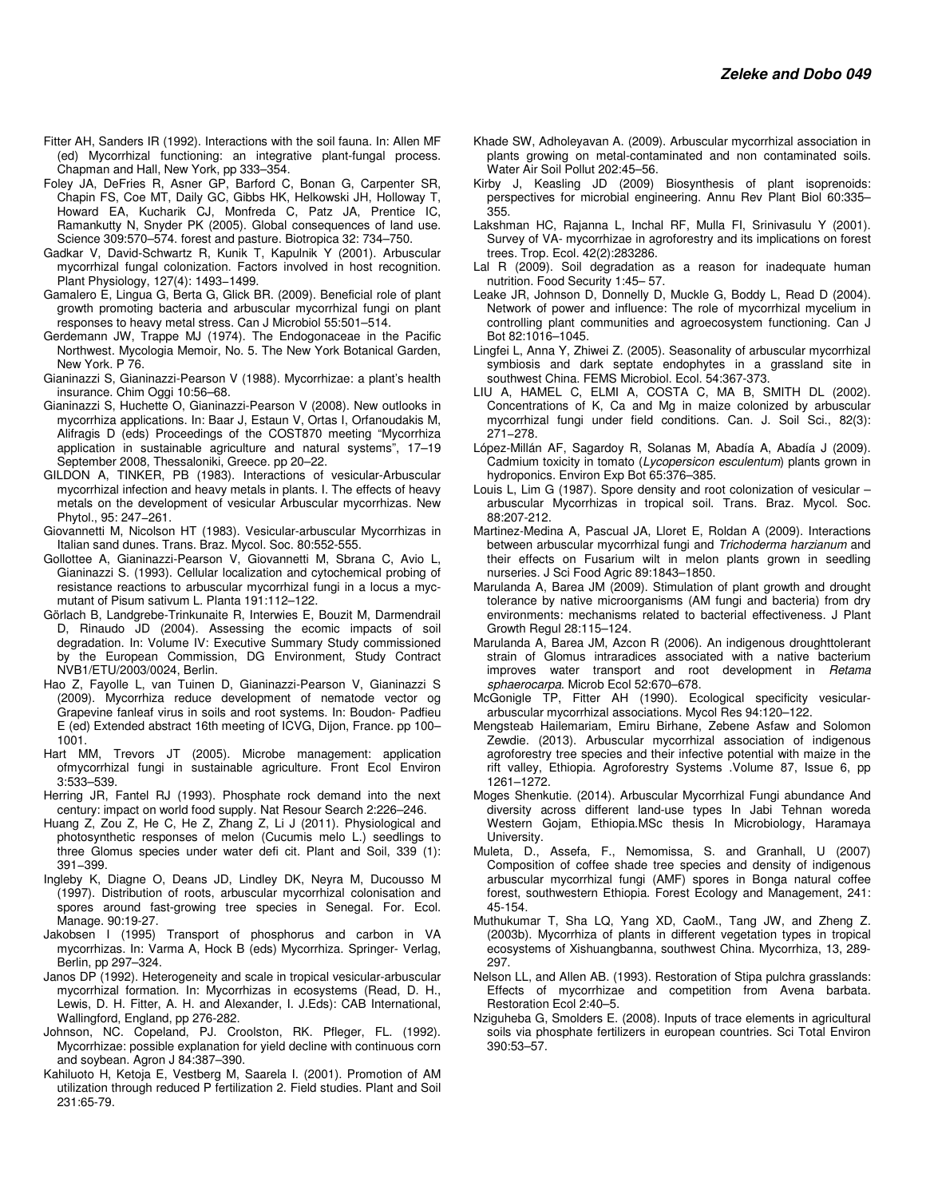Fitter AH, Sanders IR (1992). Interactions with the soil fauna. In: Allen MF (ed) Mycorrhizal functioning: an integrative plant-fungal process. Chapman and Hall, New York, pp 333–354.

Foley JA, DeFries R, Asner GP, Barford C, Bonan G, Carpenter SR, Chapin FS, Coe MT, Daily GC, Gibbs HK, Helkowski JH, Holloway T, Howard EA, Kucharik CJ, Monfreda C, Patz JA, Prentice IC, Ramankutty N, Snyder PK (2005). Global consequences of land use. Science 309:570–574. forest and pasture. Biotropica 32: 734–750.

Gadkar V, David-Schwartz R, Kunik T, Kapulnik Y (2001). Arbuscular mycorrhizal fungal colonization. Factors involved in host recognition. Plant Physiology, 127(4): 1493–1499.

Gamalero E, Lingua G, Berta G, Glick BR. (2009). Beneficial role of plant growth promoting bacteria and arbuscular mycorrhizal fungi on plant responses to heavy metal stress. Can J Microbiol 55:501–514.

Gerdemann JW, Trappe MJ (1974). The Endogonaceae in the Pacific Northwest. Mycologia Memoir, No. 5. The New York Botanical Garden, New York. P 76.

Gianinazzi S, Gianinazzi-Pearson V (1988). Mycorrhizae: a plant's health insurance. Chim Oggi 10:56–68.

Gianinazzi S, Huchette O, Gianinazzi-Pearson V (2008). New outlooks in mycorrhiza applications. In: Baar J, Estaun V, Ortas I, Orfanoudakis M, Alifragis D (eds) Proceedings of the COST870 meeting "Mycorrhiza application in sustainable agriculture and natural systems", 17–19 September 2008, Thessaloniki, Greece. pp 20–22.

GILDON A, TINKER, PB (1983). Interactions of vesicular-Arbuscular mycorrhizal infection and heavy metals in plants. I. The effects of heavy metals on the development of vesicular Arbuscular mycorrhizas. New Phytol., 95: 247–261.

Giovannetti M, Nicolson HT (1983). Vesicular-arbuscular Mycorrhizas in Italian sand dunes. Trans. Braz. Mycol. Soc. 80:552-555.

Gollottee A, Gianinazzi-Pearson V, Giovannetti M, Sbrana C, Avio L, Gianinazzi S. (1993). Cellular localization and cytochemical probing of resistance reactions to arbuscular mycorrhizal fungi in a locus a myc-mutant of Pisum sativum L. Planta 191:112–122.

Görlach B, Landgrebe-Trinkunaite R, Interwies E, Bouzit M, Darmendrail D, Rinaudo JD (2004). Assessing the ecomic impacts of soil degradation. In: Volume IV: Executive Summary Study commissioned by the European Commission, DG Environment, Study Contract NVB1/ETU/2003/0024, Berlin.

Hao Z, Fayolle L, van Tuinen D, Gianinazzi-Pearson V, Gianinazzi S (2009). Mycorrhiza reduce development of nematode vector og Grapevine fanleaf virus in soils and root systems. In: Boudon- Padfieu E (ed) Extended abstract 16th meeting of ICVG, Dijon, France. pp 100–1001.

Hart MM, Trevors JT (2005). Microbe management: application ofmycorrhizal fungi in sustainable agriculture. Front Ecol Environ 3:533–539.

Herring JR, Fantel RJ (1993). Phosphate rock demand into the next century: impact on world food supply. Nat Resour Search 2:226–246.

Huang Z, Zou Z, He C, He Z, Zhang Z, Li J (2011). Physiological and photosynthetic responses of melon (Cucumis melo L.) seedlings to three Glomus species under water defi cit. Plant and Soil, 339 (1): 391–399.

Ingleby K, Diagne O, Deans JD, Lindley DK, Neyra M, Ducousso M (1997). Distribution of roots, arbuscular mycorrhizal colonisation and spores around fast-growing tree species in Senegal. For. Ecol. Manage. 90:19-27.

Jakobsen I (1995) Transport of phosphorus and carbon in VA mycorrhizas. In: Varma A, Hock B (eds) Mycorrhiza. Springer- Verlag, Berlin, pp 297–324.

Janos DP (1992). Heterogeneity and scale in tropical vesicular-arbuscular mycorrhizal formation. In: Mycorrhizas in ecosystems (Read, D. H., Lewis, D. H. Fitter, A. H. and Alexander, I. J.Eds): CAB International, Wallingford, England, pp 276-282.

Johnson, NC. Copeland, PJ. Croolston, RK. Pfleger, FL. (1992). Mycorrhizae: possible explanation for yield decline with continuous corn and soybean. Agron J 84:387–390.

Kahiluoto H, Ketoja E, Vestberg M, Saarela I. (2001). Promotion of AM utilization through reduced P fertilization 2. Field studies. Plant and Soil 231:65-79.

Khade SW, Adholeyavan A. (2009). Arbuscular mycorrhizal association in plants growing on metal-contaminated and non contaminated soils. Water Air Soil Pollut 202:45–56.

Kirby J, Keasling JD (2009) Biosynthesis of plant isoprenoids: perspectives for microbial engineering. Annu Rev Plant Biol 60:335–355.

Lakshman HC, Rajanna L, Inchal RF, Mulla FI, Srinivasulu Y (2001). Survey of VA- mycorrhizae in agroforestry and its implications on forest trees. Trop. Ecol. 42(2):283286.

Lal R (2009). Soil degradation as a reason for inadequate human nutrition. Food Security 1:45– 57.

Leake JR, Johnson D, Donnelly D, Muckle G, Boddy L, Read D (2004). Network of power and influence: The role of mycorrhizal mycelium in controlling plant communities and agroecosystem functioning. Can J Bot 82:1016–1045.

Lingfei L, Anna Y, Zhiwei Z. (2005). Seasonality of arbuscular mycorrhizal symbiosis and dark septate endophytes in a grassland site in southwest China. FEMS Microbiol. Ecol. 54:367-373.

LIU A, HAMEL C, ELMI A, COSTA C, MA B, SMITH DL (2002). Concentrations of K, Ca and Mg in maize colonized by arbuscular mycorrhizal fungi under field conditions. Can. J. Soil Sci., 82(3): 271–278.

López-Millán AF, Sagardoy R, Solanas M, Abadía A, Abadía J (2009). Cadmium toxicity in tomato (*Lycopersicon esculentum*) plants grown in hydroponics. Environ Exp Bot 65:376–385.

Louis L, Lim G (1987). Spore density and root colonization of vesicular – arbuscular Mycorrhizas in tropical soil. Trans. Braz. Mycol. Soc. 88:207-212.

Martinez-Medina A, Pascual JA, Lloret E, Roldan A (2009). Interactions between arbuscular mycorrhizal fungi and *Trichoderma harzianum* and their effects on Fusarium wilt in melon plants grown in seedling nurseries. J Sci Food Agric 89:1843–1850.

Marulanda A, Barea JM (2009). Stimulation of plant growth and drought tolerance by native microorganisms (AM fungi and bacteria) from dry environments: mechanisms related to bacterial effectiveness. J Plant Growth Regul 28:115–124.

Marulanda A, Barea JM, Azcon R (2006). An indigenous droughttolerant strain of Glomus intraradices associated with a native bacterium improves water transport and root development in *Retama sphaerocarpa*. Microb Ecol 52:670–678.

McGonigle TP, Fitter AH (1990). Ecological specificity vesicular-arbuscular mycorrhizal associations. Mycol Res 94:120–122.

Mengsteab Hailemariam, Emiru Birhane, Zebene Asfaw and Solomon Zewdie. (2013). Arbuscular mycorrhizal association of indigenous agroforestry tree species and their infective potential with maize in the rift valley, Ethiopia. Agroforestry Systems .Volume 87, Issue 6, pp 1261–1272.

Moges Shenkutie. (2014). Arbuscular Mycorrhizal Fungi abundance And diversity across different land-use types In Jabi Tehnan woreda Western Gojam, Ethiopia.MSc thesis In Microbiology, Haramaya University.

Muleta, D., Assefa, F., Nemomissa, S. and Granhall, U (2007) Composition of coffee shade tree species and density of indigenous arbuscular mycorrhizal fungi (AMF) spores in Bonga natural coffee forest, southwestern Ethiopia. Forest Ecology and Management, 241: 45-154.

Muthukumar T, Sha LQ, Yang XD, CaoM., Tang JW, and Zheng Z. (2003b). Mycorrhiza of plants in different vegetation types in tropical ecosystems of Xishuangbanna, southwest China. Mycorrhiza, 13, 289-297.

Nelson LL, and Allen AB. (1993). Restoration of Stipa pulchra grasslands: Effects of mycorrhizae and competition from Avena barbata. Restoration Ecol 2:40–5.

Nziguheba G, Smolders E. (2008). Inputs of trace elements in agricultural soils via phosphate fertilizers in european countries. Sci Total Environ 390:53–57.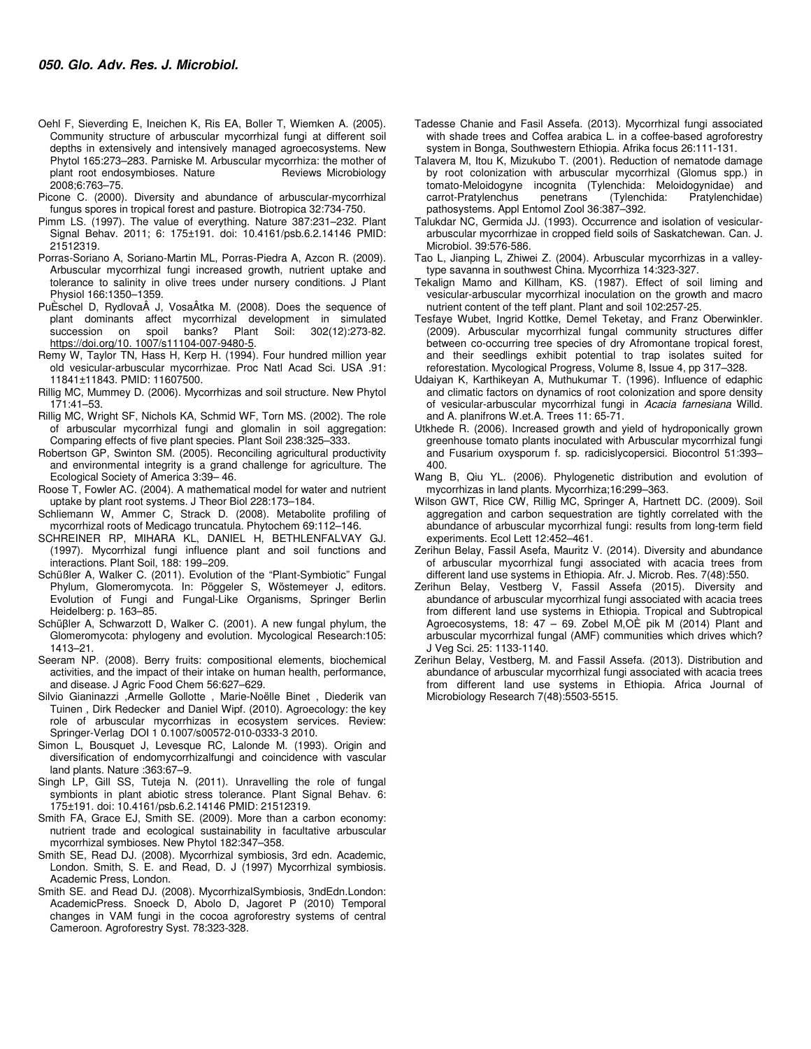Oehl F, Sieverding E, Ineichen K, Ris EA, Boller T, Wiemken A. (2005). Community structure of arbuscular mycorrhizal fungi at different soil depths in extensively and intensively managed agroecosystems. New Phytol 165:273–283. Parniske M. Arbuscular mycorrhiza: the mother of plant root endosymbioses. Nature Reviews Microbiology 2008;6:763–75.

Picone C. (2000). Diversity and abundance of arbuscular-mycorrhizal fungus spores in tropical forest and pasture. Biotropica 32:734-750.

Pimm LS. (1997). The value of everything. Nature 387:231–232. Plant Signal Behav. 2011; 6: 175±191. doi: 10.4161/psb.6.2.14146 PMID: 21512319.

Porras-Soriano A, Soriano-Martin ML, Porras-Piedra A, Azcon R. (2009). Arbuscular mycorrhizal fungi increased growth, nutrient uptake and tolerance to salinity in olive trees under nursery conditions. J Plant Physiol 166:1350–1359.

PuÈschel D, RydlovaÂ J, VosaÂtka M. (2008). Does the sequence of plant dominants affect mycorrhizal development in simulated succession on spoil banks? Plant Soil: 302(12):273-82. https://doi.org/10. 1007/s11104-007-9480-5.

Remy W, Taylor TN, Hass H, Kerp H. (1994). Four hundred million year old vesicular-arbuscular mycorrhizae. Proc Natl Acad Sci. USA .91: 11841±11843. PMID: 11607500.

Rillig MC, Mummey D. (2006). Mycorrhizas and soil structure. New Phytol 171:41–53.

Rillig MC, Wright SF, Nichols KA, Schmid WF, Torn MS. (2002). The role of arbuscular mycorrhizal fungi and glomalin in soil aggregation: Comparing effects of five plant species. Plant Soil 238:325–333.

Robertson GP, Swinton SM. (2005). Reconciling agricultural productivity and environmental integrity is a grand challenge for agriculture. The Ecological Society of America 3:39– 46.

Roose T, Fowler AC. (2004). A mathematical model for water and nutrient uptake by plant root systems. J Theor Biol 228:173–184.

Schliemann W, Ammer C, Strack D. (2008). Metabolite profiling of mycorrhizal roots of Medicago truncatula. Phytochem 69:112–146.

SCHREINER RP, MIHARA KL, DANIEL H, BETHLENFALVAY GJ. (1997). Mycorrhizal fungi influence plant and soil functions and interactions. Plant Soil, 188: 199–209.

Schüßler A, Walker C. (2011). Evolution of the "Plant-Symbiotic" Fungal Phylum, Glomeromycota. In: Pöggeler S, Wöstemeyer J, editors. Evolution of Fungi and Fungal-Like Organisms, Springer Berlin Heidelberg: p. 163–85.

Schüβler A, Schwarzott D, Walker C. (2001). A new fungal phylum, the Glomeromycota: phylogeny and evolution. Mycological Research:105: 1413–21.

Seeram NP. (2008). Berry fruits: compositional elements, biochemical activities, and the impact of their intake on human health, performance, and disease. J Agric Food Chem 56:627–629.

Silvio Gianinazzi ,Armelle Gollotte , Marie-Noëlle Binet , Diederik van Tuinen , Dirk Redecker and Daniel Wipf. (2010). Agroecology: the key role of arbuscular mycorrhizas in ecosystem services. Review: Springer-Verlag DOI 1 0.1007/s00572-010-0333-3 2010.

Simon L, Bousquet J, Levesque RC, Lalonde M. (1993). Origin and diversification of endomycorrhizalfungi and coincidence with vascular land plants. Nature :363:67–9.

Singh LP, Gill SS, Tuteja N. (2011). Unravelling the role of fungal symbionts in plant abiotic stress tolerance. Plant Signal Behav. 6: 175±191. doi: 10.4161/psb.6.2.14146 PMID: 21512319.

Smith FA, Grace EJ, Smith SE. (2009). More than a carbon economy: nutrient trade and ecological sustainability in facultative arbuscular mycorrhizal symbioses. New Phytol 182:347–358.

Smith SE, Read DJ. (2008). Mycorrhizal symbiosis, 3rd edn. Academic, London. Smith, S. E. and Read, D. J (1997) Mycorrhizal symbiosis. Academic Press, London.

Smith SE. and Read DJ. (2008). MycorrhizalSymbiosis, 3ndEdn.London: AcademicPress. Snoeck D, Abolo D, Jagoret P (2010) Temporal changes in VAM fungi in the cocoa agroforestry systems of central Cameroon. Agroforestry Syst. 78:323-328.

Tadesse Chanie and Fasil Assefa. (2013). Mycorrhizal fungi associated with shade trees and Coffea arabica L. in a coffee-based agroforestry system in Bonga, Southwestern Ethiopia. Afrika focus 26:111-131.

Talavera M, Itou K, Mizukubo T. (2001). Reduction of nematode damage by root colonization with arbuscular mycorrhizal (Glomus spp.) in tomato-Meloidogyne incognita (Tylenchida: Meloidogynidae) and carrot-Pratylenchus penetrans (Tylenchida: Pratylenchidae) pathosystems. Appl Entomol Zool 36:387–392.

Talukdar NC, Germida JJ. (1993). Occurrence and isolation of vesicular-arbuscular mycorrhizae in cropped field soils of Saskatchewan. Can. J. Microbiol. 39:576-586.

Tao L, Jianping L, Zhiwei Z. (2004). Arbuscular mycorrhizas in a valley-type savanna in southwest China. Mycorrhiza 14:323-327.

Tekalign Mamo and Killham, KS. (1987). Effect of soil liming and vesicular-arbuscular mycorrhizal inoculation on the growth and macro nutrient content of the teff plant. Plant and soil 102:257-25.

Tesfaye Wubet, Ingrid Kottke, Demel Teketay, and Franz Oberwinkler. (2009). Arbuscular mycorrhizal fungal community structures differ between co-occurring tree species of dry Afromontane tropical forest, and their seedlings exhibit potential to trap isolates suited for reforestation. Mycological Progress, Volume 8, Issue 4, pp 317–328.

Udaiyan K, Karthikeyan A, Muthukumar T. (1996). Influence of edaphic and climatic factors on dynamics of root colonization and spore density of vesicular-arbuscular mycorrhizal fungi in *Acacia farnesiana* Willd. and A. planifrons W.et.A. Trees 11: 65-71.

Utkhede R. (2006). Increased growth and yield of hydroponically grown greenhouse tomato plants inoculated with Arbuscular mycorrhizal fungi and Fusarium oxysporum f. sp. radicislycopersici. Biocontrol 51:393–400.

Wang B, Qiu YL. (2006). Phylogenetic distribution and evolution of mycorrhizas in land plants. Mycorrhiza;16:299–363.

Wilson GWT, Rice CW, Rillig MC, Springer A, Hartnett DC. (2009). Soil aggregation and carbon sequestration are tightly correlated with the abundance of arbuscular mycorrhizal fungi: results from long-term field experiments. Ecol Lett 12:452–461.

Zerihun Belay, Fassil Asefa, Mauritz V. (2014). Diversity and abundance of arbuscular mycorrhizal fungi associated with acacia trees from different land use systems in Ethiopia. Afr. J. Microb. Res. 7(48):550.

Zerihun Belay, Vestberg V, Fassil Assefa (2015). Diversity and abundance of arbuscular mycorrhizal fungi associated with acacia trees from different land use systems in Ethiopia. Tropical and Subtropical Agroecosystems, 18: 47 – 69. Zobel M,OÈ pik M (2014) Plant and arbuscular mycorrhizal fungal (AMF) communities which drives which? J Veg Sci. 25: 1133-1140.

Zerihun Belay, Vestberg, M. and Fassil Assefa. (2013). Distribution and abundance of arbuscular mycorrhizal fungi associated with acacia trees from different land use systems in Ethiopia. Africa Journal of Microbiology Research 7(48):5503-5515.